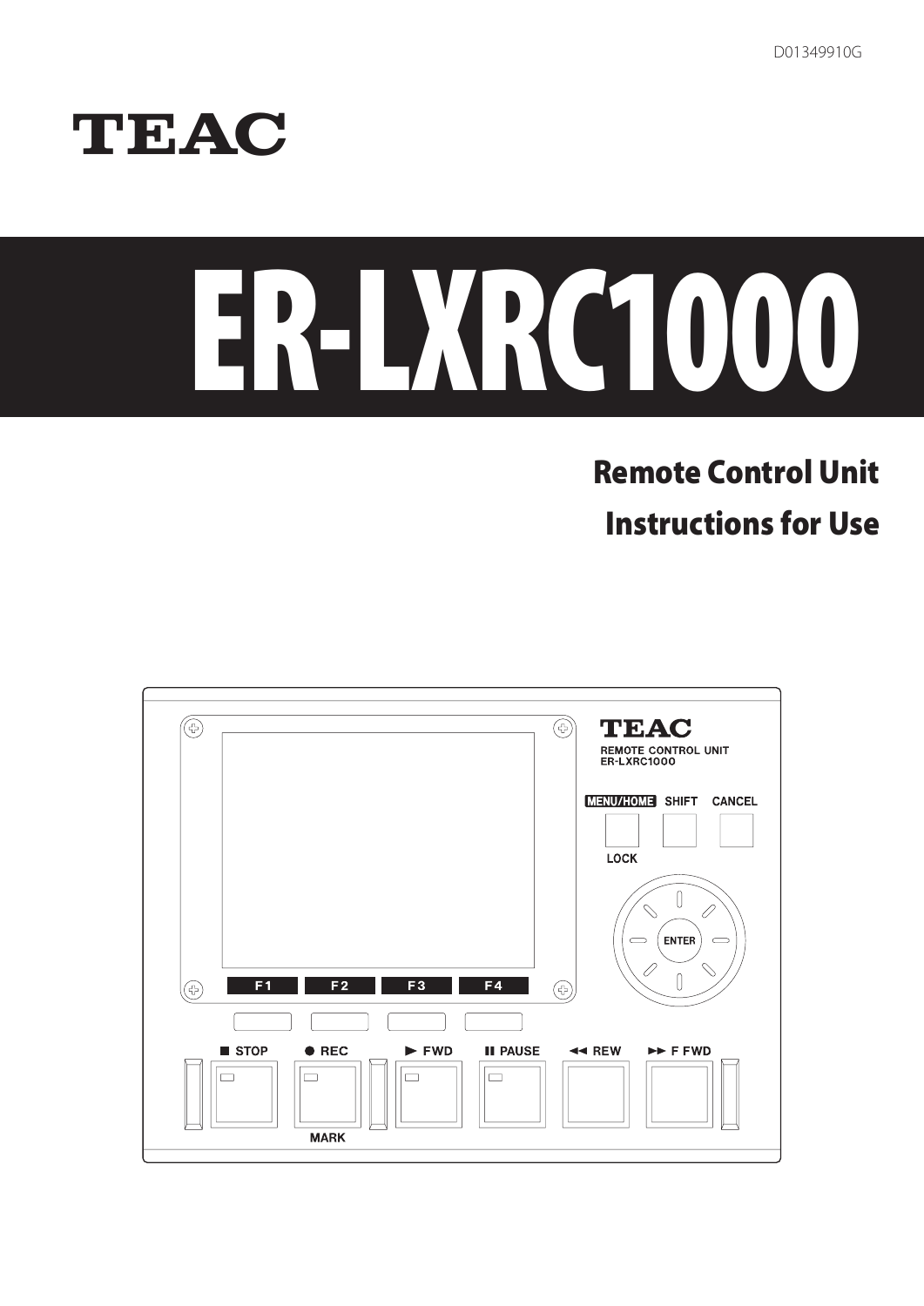D01349910G

TEAC

# ER-LXRC1000

## Remote Control Unit

## Instructions for Use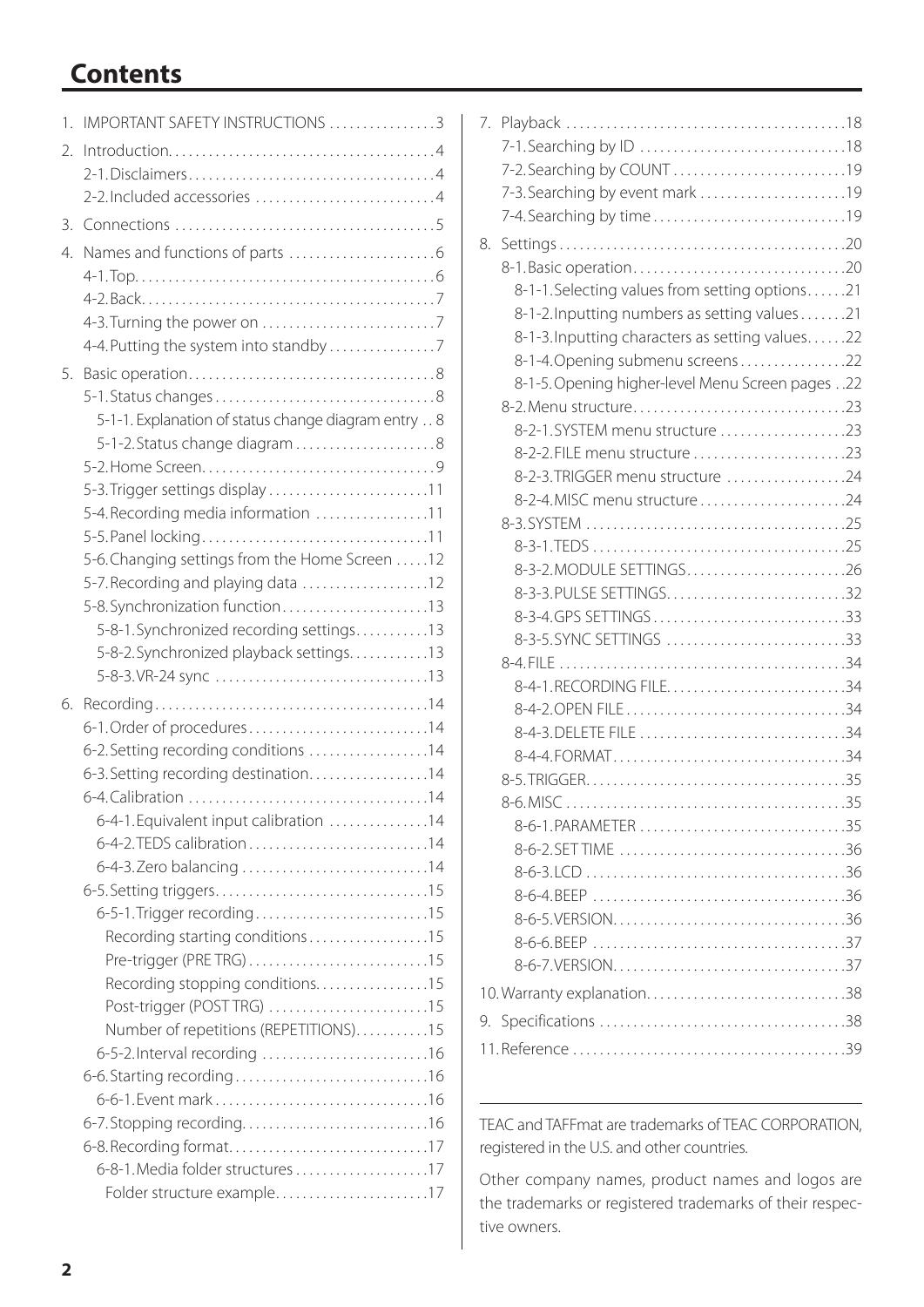# Contents

1. IMPORTANT SAFETY INSTRUCTIONS ................3
2. Introduction........................................4
   - 2-1. Disclaimers.....................................4
   - 2-2. Included accessories ..........................4
3. Connections .......................................5
4. Names and functions of parts .......................6
   - 4-1. Top.............................................6
   - 4-2. Back............................................7
   - 4-3. Turning the power on ..........................7
   - 4-4. Putting the system into standby ................7
5. Basic operation.....................................8
   - 5-1. Status changes.................................8
     - 5-1-1. Explanation of status change diagram entry .. 8
     - 5-1-2. Status change diagram .....................8
   - 5-2. Home Screen.....................................9
   - 5-3. Trigger settings display ........................11
   - 5-4. Recording media information .................11
   - 5-5. Panel locking...................................11
   - 5-6. Changing settings from the Home Screen .....12
   - 5-7. Recording and playing data ...................12
   - 5-8. Synchronization function......................13
     - 5-8-1. Synchronized recording settings...........13
     - 5-8-2. Synchronized playback settings............13
     - 5-8-3. VR-24 sync ................................13
6. Recording.........................................14
   - 6-1. Order of procedures...........................14
   - 6-2. Setting recording conditions ..................14
   - 6-3. Setting recording destination..................14
   - 6-4. Calibration ....................................14
     - 6-4-1. Equivalent input calibration ...............14
     - 6-4-2. TEDS calibration...........................14
     - 6-4-3. Zero balancing ............................14
   - 6-5. Setting triggers................................15
     - 6-5-1. Trigger recording..........................15
       - Recording starting conditions..................15
       - Pre-trigger (PRE TRG)...........................15
       - Recording stopping conditions.................15
       - Post-trigger (POST TRG) ........................15
       - Number of repetitions (REPETITIONS)...........15
     - 6-5-2. Interval recording .........................16
   - 6-6. Starting recording.............................16
     - 6-6-1. Event mark ................................16
   - 6-7. Stopping recording............................16
   - 6-8. Recording format..............................17
     - 6-8-1. Media folder structures ....................17
       - Folder structure example.......................17
7. Playback ..........................................18
   - 7-1. Searching by ID ...............................18
   - 7-2. Searching by COUNT ..........................19
   - 7-3. Searching by event mark ......................19
   - 7-4. Searching by time .............................19
8. Settings ...........................................20
   - 8-1. Basic operation................................20
     - 8-1-1. Selecting values from setting options......21
     - 8-1-2. Inputting numbers as setting values .......21
     - 8-1-3. Inputting characters as setting values......22
     - 8-1-4. Opening submenu screens ...................22
     - 8-1-5. Opening higher-level Menu Screen pages ..22
   - 8-2. Menu structure................................23
     - 8-2-1. SYSTEM menu structure ...................23
     - 8-2-2. FILE menu structure .......................23
     - 8-2-3. TRIGGER menu structure ..................24
     - 8-2-4. MISC menu structure ......................24
   - 8-3. SYSTEM .......................................25
     - 8-3-1. TEDS ......................................25
     - 8-3-2. MODULE SETTINGS........................26
     - 8-3-3. PULSE SETTINGS...........................32
     - 8-3-4. GPS SETTINGS .............................33
     - 8-3-5. SYNC SETTINGS ...........................33
   - 8-4. FILE ..........................................34
     - 8-4-1. RECORDING FILE...........................34
     - 8-4-2. OPEN FILE .................................34
     - 8-4-3. DELETE FILE ...............................34
     - 8-4-4. FORMAT...................................34
   - 8-5. TRIGGER.......................................35
   - 8-6. MISC ..........................................35
     - 8-6-1. PARAMETER ...............................35
     - 8-6-2. SET TIME ..................................36
     - 8-6-3. LCD .......................................36
     - 8-6-4. BEEP ......................................36
     - 8-6-5. VERSION...................................36
     - 8-6-6. BEEP ......................................37
     - 8-6-7. VERSION...................................37

10. Warranty explanation.............................38

9. Specifications .....................................38

11. Reference .........................................39

---

TEAC and TAFFmat are trademarks of TEAC CORPORATION, registered in the U.S. and other countries.

Other company names, product names and logos are the trademarks or registered trademarks of their respective owners.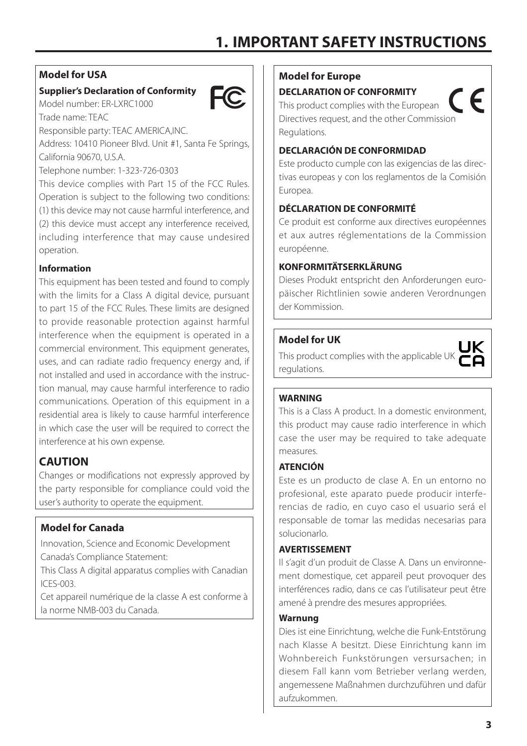# 1. IMPORTANT SAFETY INSTRUCTIONS

### Model for USA

**Supplier's Declaration of Conformity**

Model number: ER-LXRC1000

Trade name: TEAC

Responsible party: TEAC AMERICA,INC.

Address: 10410 Pioneer Blvd. Unit #1, Santa Fe Springs, California 90670, U.S.A.

Telephone number: 1-323-726-0303

This device complies with Part 15 of the FCC Rules. Operation is subject to the following two conditions: (1) this device may not cause harmful interference, and (2) this device must accept any interference received, including interference that may cause undesired operation.

**Information**

This equipment has been tested and found to comply with the limits for a Class A digital device, pursuant to part 15 of the FCC Rules. These limits are designed to provide reasonable protection against harmful interference when the equipment is operated in a commercial environment. This equipment generates, uses, and can radiate radio frequency energy and, if not installed and used in accordance with the instruction manual, may cause harmful interference to radio communications. Operation of this equipment in a residential area is likely to cause harmful interference in which case the user will be required to correct the interference at his own expense.

## CAUTION

Changes or modifications not expressly approved by the party responsible for compliance could void the user's authority to operate the equipment.

### Model for Canada

Innovation, Science and Economic Development Canada's Compliance Statement:

This Class A digital apparatus complies with Canadian ICES-003.

Cet appareil numérique de la classe A est conforme à la norme NMB-003 du Canada.

### Model for Europe

**DECLARATION OF CONFORMITY**

This product complies with the European Directives request, and the other Commission Regulations.

**DECLARACIÓN DE CONFORMIDAD**

Este producto cumple con las exigencias de las directivas europeas y con los reglamentos de la Comisión Europea.

**DÉCLARATION DE CONFORMITÉ**

Ce produit est conforme aux directives européennes et aux autres réglementations de la Commission européenne.

**KONFORMITÄTSERKLÄRUNG**

Dieses Produkt entspricht den Anforderungen europäischer Richtlinien sowie anderen Verordnungen der Kommission.

### Model for UK

This product complies with the applicable UK regulations.

**WARNING**

This is a Class A product. In a domestic environment, this product may cause radio interference in which case the user may be required to take adequate measures.

**ATENCIÓN**

Este es un producto de clase A. En un entorno no profesional, este aparato puede producir interferencias de radio, en cuyo caso el usuario será el responsable de tomar las medidas necesarias para solucionarlo.

**AVERTISSEMENT**

Il s'agit d'un produit de Classe A. Dans un environnement domestique, cet appareil peut provoquer des interférences radio, dans ce cas l'utilisateur peut être amené à prendre des mesures appropriées.

**Warnung**

Dies ist eine Einrichtung, welche die Funk-Entstörung nach Klasse A besitzt. Diese Einrichtung kann im Wohnbereich Funkstörungen versursachen; in diesem Fall kann vom Betrieber verlang werden, angemessene Maßnahmen durchzuführen und dafür aufzukommen.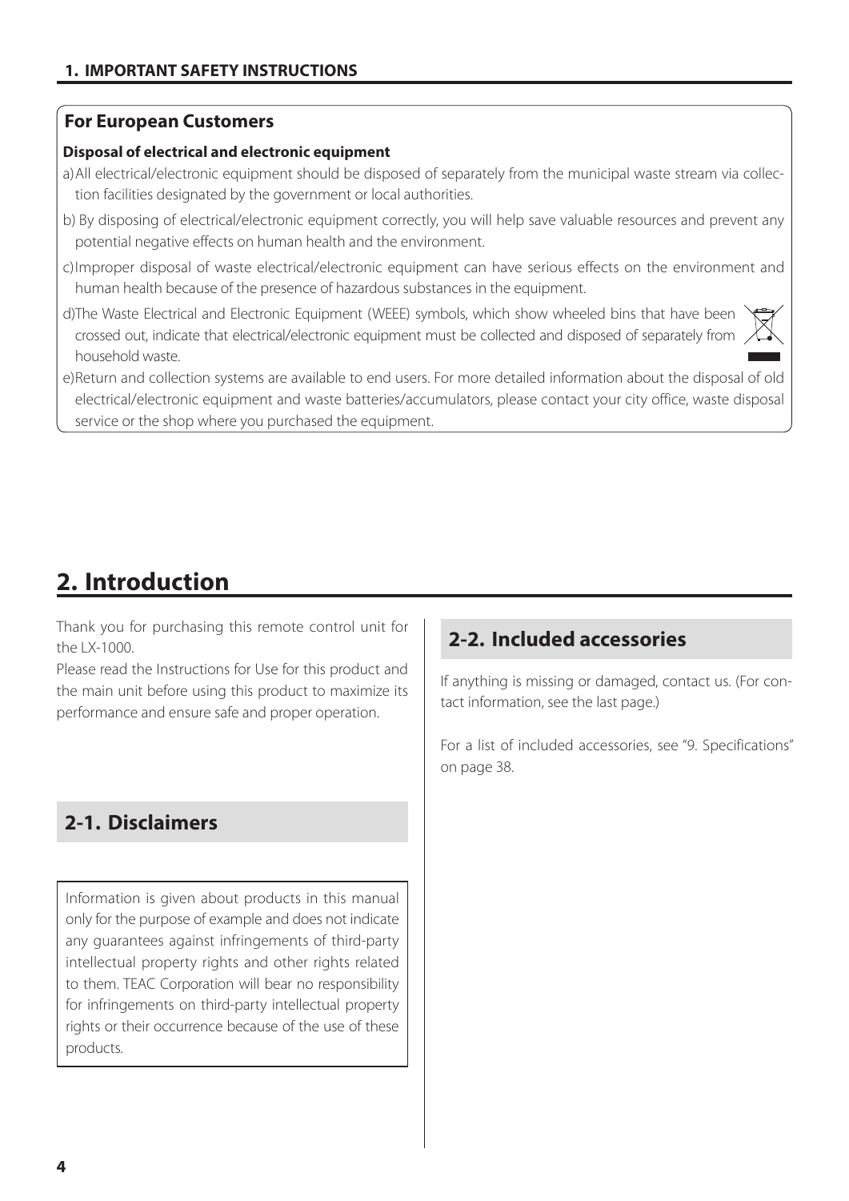## For European Customers

**Disposal of electrical and electronic equipment**

a) All electrical/electronic equipment should be disposed of separately from the municipal waste stream via collection facilities designated by the government or local authorities.

b) By disposing of electrical/electronic equipment correctly, you will help save valuable resources and prevent any potential negative effects on human health and the environment.

c) Improper disposal of waste electrical/electronic equipment can have serious effects on the environment and human health because of the presence of hazardous substances in the equipment.

d) The Waste Electrical and Electronic Equipment (WEEE) symbols, which show wheeled bins that have been crossed out, indicate that electrical/electronic equipment must be collected and disposed of separately from household waste.

e) Return and collection systems are available to end users. For more detailed information about the disposal of old electrical/electronic equipment and waste batteries/accumulators, please contact your city office, waste disposal service or the shop where you purchased the equipment.

# 2. Introduction

Thank you for purchasing this remote control unit for the LX-1000.

Please read the Instructions for Use for this product and the main unit before using this product to maximize its performance and ensure safe and proper operation.

## 2-1. Disclaimers

Information is given about products in this manual only for the purpose of example and does not indicate any guarantees against infringements of third-party intellectual property rights and other rights related to them. TEAC Corporation will bear no responsibility for infringements on third-party intellectual property rights or their occurrence because of the use of these products.

## 2-2. Included accessories

If anything is missing or damaged, contact us. (For contact information, see the last page.)

For a list of included accessories, see "9. Specifications" on page 38.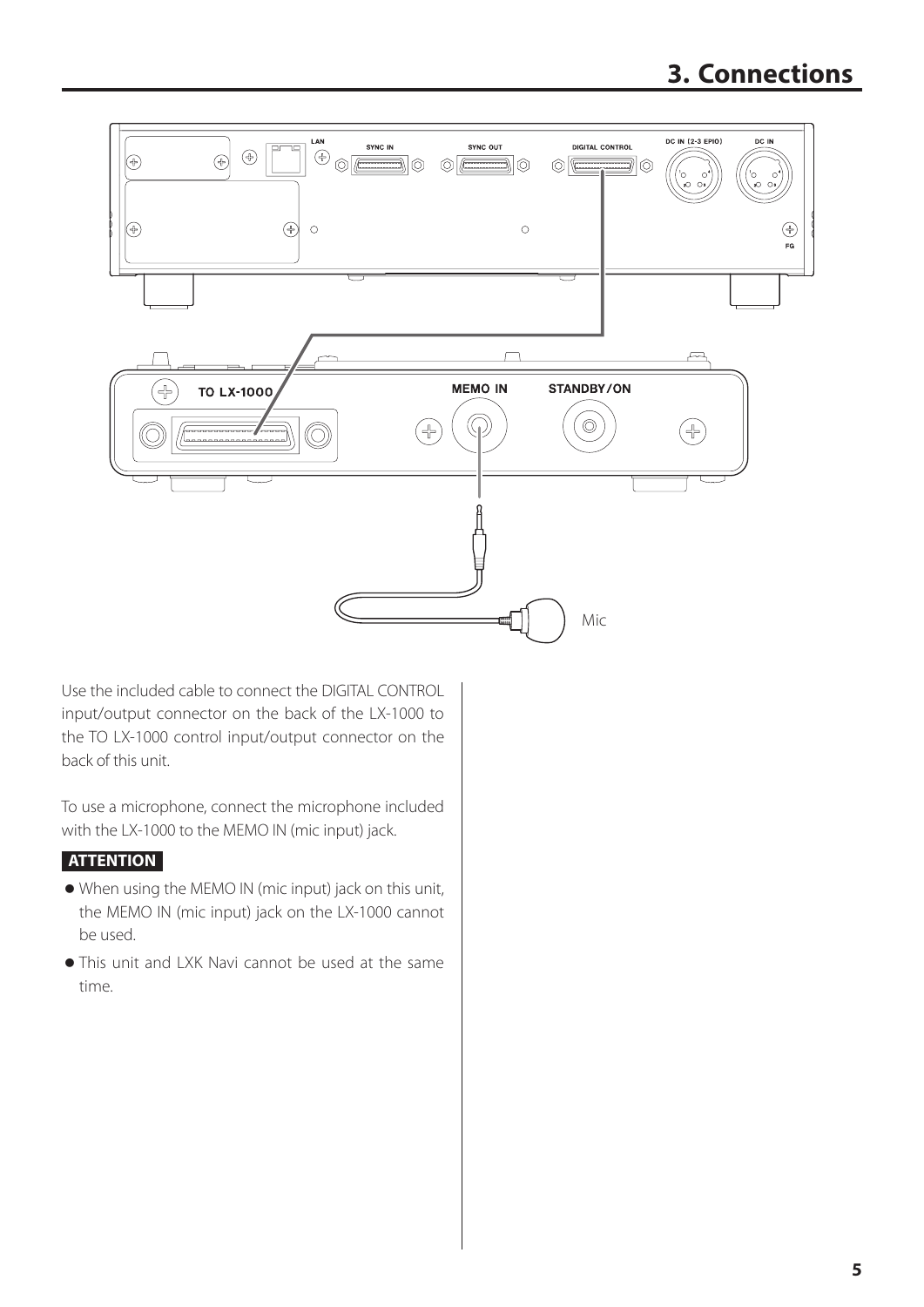# 3. Connections

Use the included cable to connect the DIGITAL CONTROL input/output connector on the back of the LX-1000 to the TO LX-1000 control input/output connector on the back of this unit.

To use a microphone, connect the microphone included with the LX-1000 to the MEMO IN (mic input) jack.

**ATTENTION**

- When using the MEMO IN (mic input) jack on this unit, the MEMO IN (mic input) jack on the LX-1000 cannot be used.
- This unit and LXK Navi cannot be used at the same time.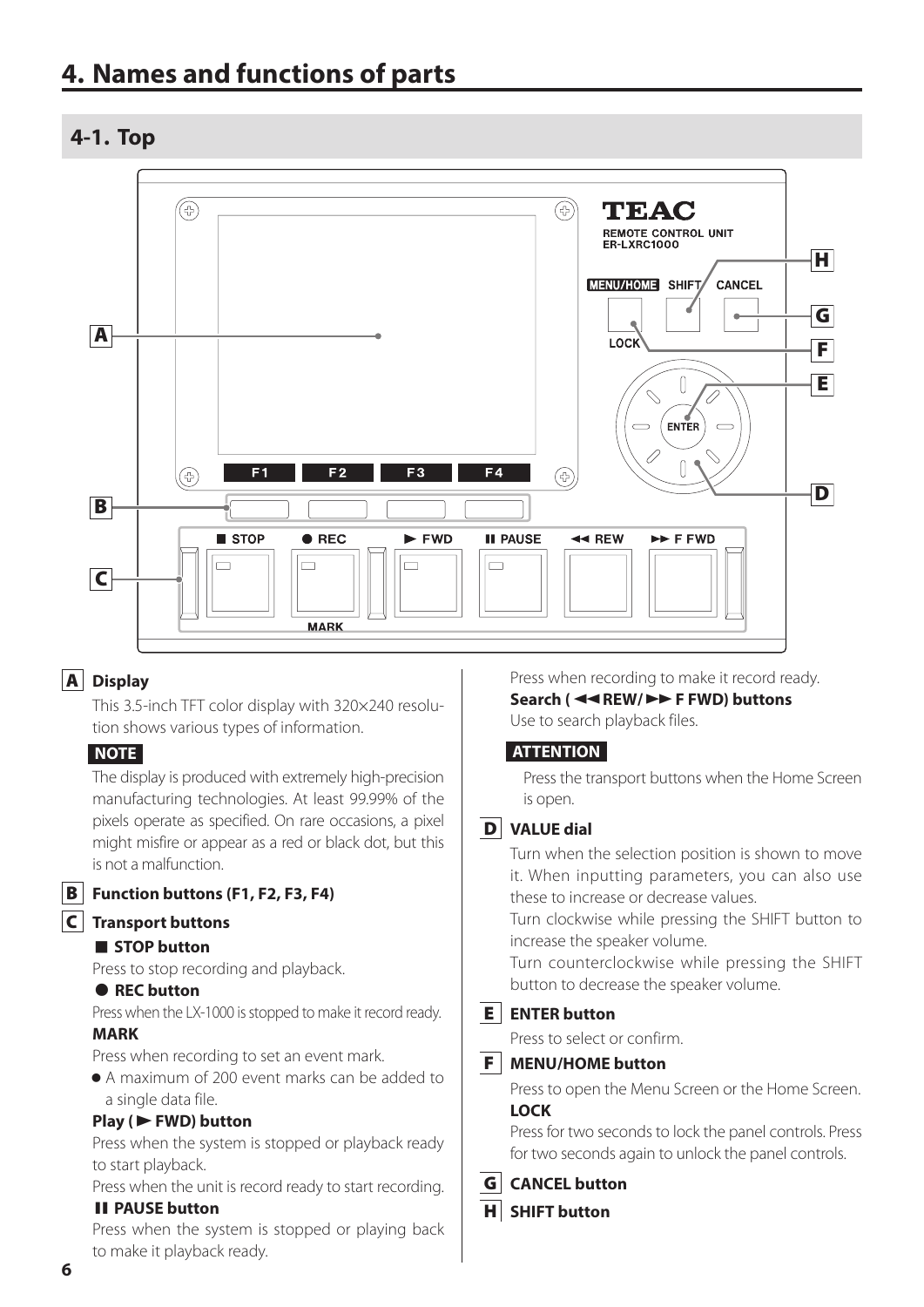# 4. Names and functions of parts

## 4-1. Top

**A Display**

This 3.5-inch TFT color display with 320×240 resolution shows various types of information.

**NOTE**

The display is produced with extremely high-precision manufacturing technologies. At least 99.99% of the pixels operate as specified. On rare occasions, a pixel might misfire or appear as a red or black dot, but this is not a malfunction.

**B Function buttons (F1, F2, F3, F4)**

**C Transport buttons**

**■ STOP button**

Press to stop recording and playback.

**● REC button**

Press when the LX-1000 is stopped to make it record ready.

**MARK**

Press when recording to set an event mark.

- A maximum of 200 event marks can be added to a single data file.

**Play (► FWD) button**

Press when the system is stopped or playback ready to start playback.

Press when the unit is record ready to start recording.

**❚❚ PAUSE button**

Press when the system is stopped or playing back to make it playback ready.

Press when recording to make it record ready.

**Search (◄◄ REW/►► F FWD) buttons**

Use to search playback files.

**ATTENTION**

Press the transport buttons when the Home Screen is open.

**D VALUE dial**

Turn when the selection position is shown to move it. When inputting parameters, you can also use these to increase or decrease values.

Turn clockwise while pressing the SHIFT button to increase the speaker volume.

Turn counterclockwise while pressing the SHIFT button to decrease the speaker volume.

**E ENTER button**

Press to select or confirm.

**F MENU/HOME button**

Press to open the Menu Screen or the Home Screen.

**LOCK**

Press for two seconds to lock the panel controls. Press for two seconds again to unlock the panel controls.

**G CANCEL button**

**H SHIFT button**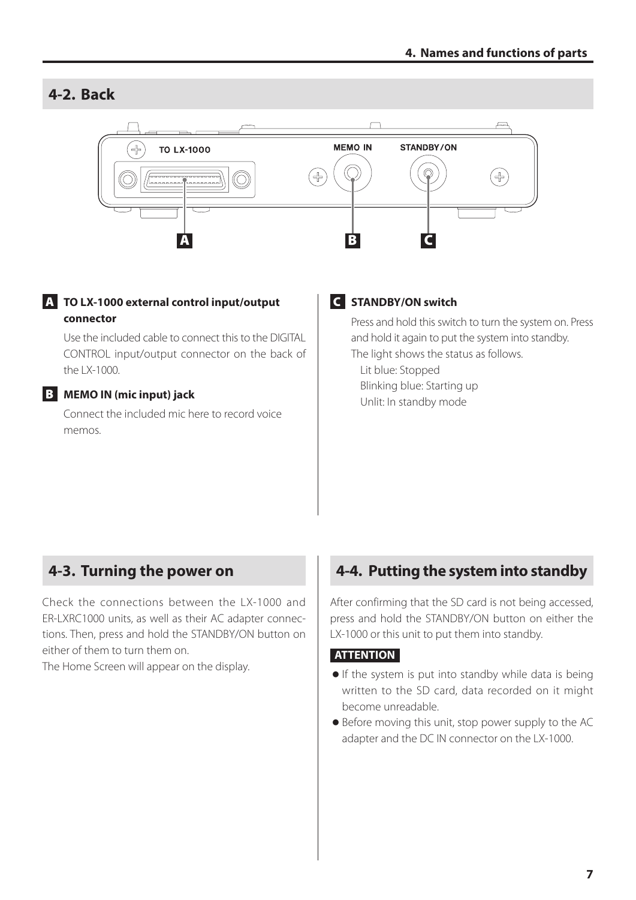## 4-2. Back

**A** **TO LX-1000 external control input/output connector**

Use the included cable to connect this to the DIGITAL CONTROL input/output connector on the back of the LX-1000.

**B** **MEMO IN (mic input) jack**

Connect the included mic here to record voice memos.

**C** **STANDBY/ON switch**

Press and hold this switch to turn the system on. Press and hold it again to put the system into standby.

The light shows the status as follows.

Lit blue: Stopped
Blinking blue: Starting up
Unlit: In standby mode

## 4-3. Turning the power on

Check the connections between the LX-1000 and ER-LXRC1000 units, as well as their AC adapter connections. Then, press and hold the STANDBY/ON button on either of them to turn them on.

The Home Screen will appear on the display.

## 4-4. Putting the system into standby

After confirming that the SD card is not being accessed, press and hold the STANDBY/ON button on either the LX-1000 or this unit to put them into standby.

**ATTENTION**

- If the system is put into standby while data is being written to the SD card, data recorded on it might become unreadable.
- Before moving this unit, stop power supply to the AC adapter and the DC IN connector on the LX-1000.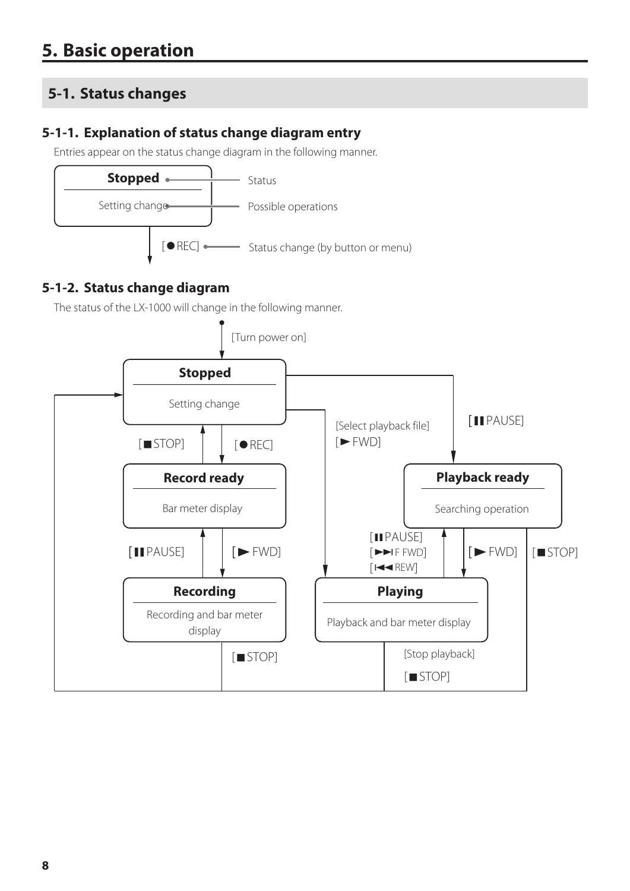# 5. Basic operation

## 5-1. Status changes

### 5-1-1. Explanation of status change diagram entry

Entries appear on the status change diagram in the following manner.

**Stopped** — Status

Setting change — Possible operations

[● REC] — Status change (by button or menu)

### 5-1-2. Status change diagram

The status of the LX-1000 will change in the following manner.

[Turn power on]

**Stopped**

Setting change

[■ STOP] [● REC]

[Select playback file] [► FWD]

[❚❚ PAUSE]

**Record ready**

Bar meter display

**Playback ready**

Searching operation

[❚❚ PAUSE] [► FWD]

[❚❚ PAUSE] [►►❙ F FWD] [❙◄◄ REW]

[► FWD] [■ STOP]

**Recording**

Recording and bar meter display

**Playing**

Playback and bar meter display

[■ STOP]

[Stop playback] [■ STOP]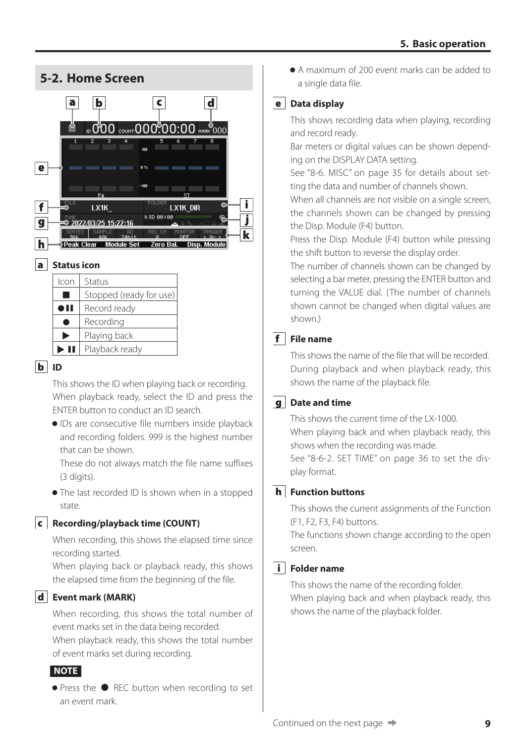## 5-2. Home Screen

**a** Status icon

| Icon | Status |
| --- | --- |
| ■ | Stopped (ready for use) |
| ●❚❚ | Record ready |
| ● | Recording |
| ▶ | Playing back |
| ▶❚❚ | Playback ready |

**b** ID

This shows the ID when playing back or recording.
When playback ready, select the ID and press the ENTER button to conduct an ID search.

- IDs are consecutive file numbers inside playback and recording folders. 999 is the highest number that can be shown.
  These do not always match the file name suffixes (3 digits).
- The last recorded ID is shown when in a stopped state.

**c** Recording/playback time (COUNT)

When recording, this shows the elapsed time since recording started.
When playing back or playback ready, this shows the elapsed time from the beginning of the file.

**d** Event mark (MARK)

When recording, this shows the total number of event marks set in the data being recorded.
When playback ready, this shows the total number of event marks set during recording.

**NOTE**

- Press the ● REC button when recording to set an event mark.
- A maximum of 200 event marks can be added to a single data file.

**e** Data display

This shows recording data when playing, recording and record ready.
Bar meters or digital values can be shown depending on the DISPLAY DATA setting.
See "8-6. MISC" on page 35 for details about setting the data and number of channels shown.
When all channels are not visible on a single screen, the channels shown can be changed by pressing the Disp. Module (F4) button.
Press the Disp. Module (F4) button while pressing the shift button to reverse the display order.
The number of channels shown can be changed by selecting a bar meter, pressing the ENTER button and turning the VALUE dial. (The number of channels shown cannot be changed when digital values are shown.)

**f** File name

This shows the name of the file that will be recorded.
During playback and when playback ready, this shows the name of the playback file.

**g** Date and time

This shows the current time of the LX-1000.
When playing back and when playback ready, this shows when the recording was made.
See "8-6-2. SET TIME" on page 36 to set the display format.

**h** Function buttons

This shows the current assignments of the Function (F1, F2, F3, F4) buttons.
The functions shown change according to the open screen.

**i** Folder name

This shows the name of the recording folder.
When playing back and when playback ready, this shows the name of the playback folder.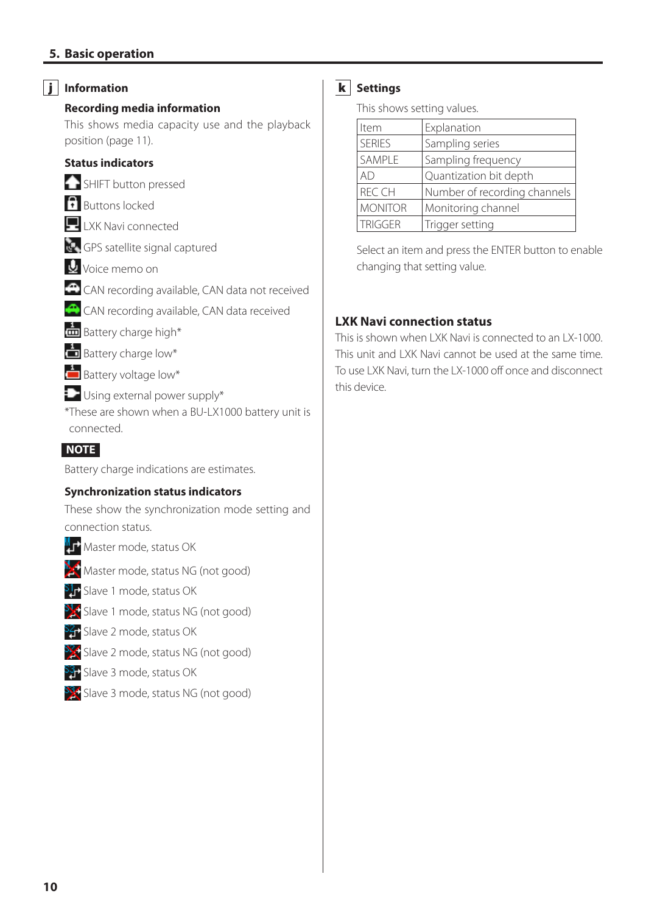## j Information

### Recording media information

This shows media capacity use and the playback position (page 11).

### Status indicators

SHIFT button pressed

Buttons locked

LXK Navi connected

GPS satellite signal captured

Voice memo on

CAN recording available, CAN data not received

CAN recording available, CAN data received

Battery charge high*

Battery charge low*

Battery voltage low*

Using external power supply*

*These are shown when a BU-LX1000 battery unit is connected.

**NOTE**

Battery charge indications are estimates.

### Synchronization status indicators

These show the synchronization mode setting and connection status.

Master mode, status OK

Master mode, status NG (not good)

Slave 1 mode, status OK

Slave 1 mode, status NG (not good)

Slave 2 mode, status OK

Slave 2 mode, status NG (not good)

Slave 3 mode, status OK

Slave 3 mode, status NG (not good)

## k Settings

This shows setting values.

| Item | Explanation |
|---|---|
| SERIES | Sampling series |
| SAMPLE | Sampling frequency |
| AD | Quantization bit depth |
| REC CH | Number of recording channels |
| MONITOR | Monitoring channel |
| TRIGGER | Trigger setting |

Select an item and press the ENTER button to enable changing that setting value.

### LXK Navi connection status

This is shown when LXK Navi is connected to an LX-1000. This unit and LXK Navi cannot be used at the same time. To use LXK Navi, turn the LX-1000 off once and disconnect this device.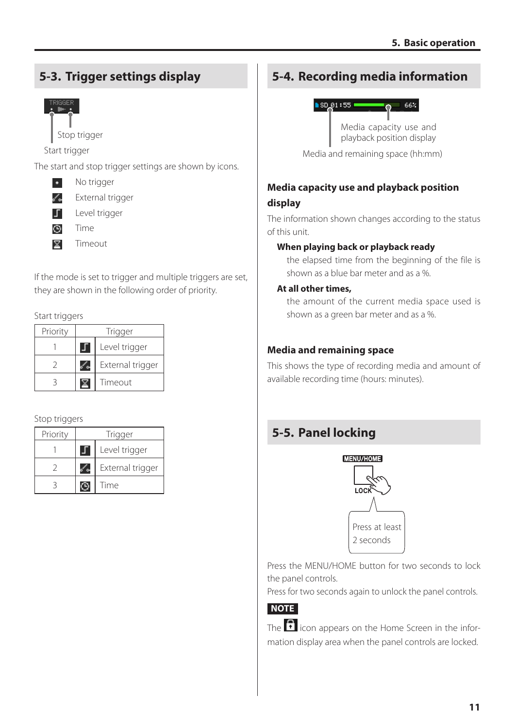## 5-3. Trigger settings display

Stop trigger

Start trigger

The start and stop trigger settings are shown by icons.

- No trigger
- External trigger
- Level trigger
- Time
- Timeout

If the mode is set to trigger and multiple triggers are set, they are shown in the following order of priority.

Start triggers

| Priority | Trigger |
|---|---|
| 1 | Level trigger |
| 2 | External trigger |
| 3 | Timeout |

Stop triggers

| Priority | Trigger |
|---|---|
| 1 | Level trigger |
| 2 | External trigger |
| 3 | Time |

## 5-4. Recording media information

Media capacity use and playback position display

Media and remaining space (hh:mm)

### Media capacity use and playback position display

The information shown changes according to the status of this unit.

**When playing back or playback ready**

the elapsed time from the beginning of the file is shown as a blue bar meter and as a %.

**At all other times,**

the amount of the current media space used is shown as a green bar meter and as a %.

### Media and remaining space

This shows the type of recording media and amount of available recording time (hours: minutes).

## 5-5. Panel locking

MENU/HOME

LOCK

Press at least 2 seconds

Press the MENU/HOME button for two seconds to lock the panel controls.

Press for two seconds again to unlock the panel controls.

**NOTE**

The icon appears on the Home Screen in the information display area when the panel controls are locked.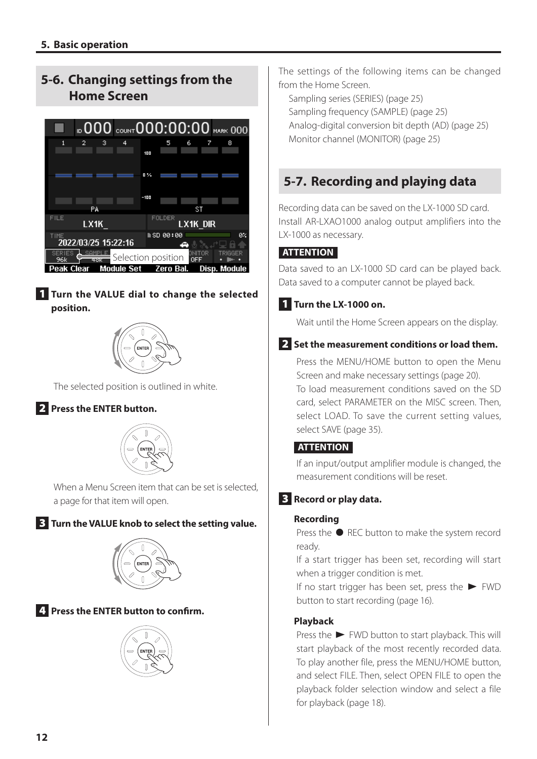## 5-6. Changing settings from the Home Screen

**1 Turn the VALUE dial to change the selected position.**

The selected position is outlined in white.

**2 Press the ENTER button.**

When a Menu Screen item that can be set is selected, a page for that item will open.

**3 Turn the VALUE knob to select the setting value.**

**4 Press the ENTER button to confirm.**

The settings of the following items can be changed from the Home Screen.

- Sampling series (SERIES) (page 25)
- Sampling frequency (SAMPLE) (page 25)
- Analog-digital conversion bit depth (AD) (page 25)
- Monitor channel (MONITOR) (page 25)

## 5-7. Recording and playing data

Recording data can be saved on the LX-1000 SD card. Install AR-LXAO1000 analog output amplifiers into the LX-1000 as necessary.

**ATTENTION**

Data saved to an LX-1000 SD card can be played back. Data saved to a computer cannot be played back.

**1 Turn the LX-1000 on.**

Wait until the Home Screen appears on the display.

**2 Set the measurement conditions or load them.**

Press the MENU/HOME button to open the Menu Screen and make necessary settings (page 20).

To load measurement conditions saved on the SD card, select PARAMETER on the MISC screen. Then, select LOAD. To save the current setting values, select SAVE (page 35).

**ATTENTION**

If an input/output amplifier module is changed, the measurement conditions will be reset.

**3 Record or play data.**

**Recording**

Press the ● REC button to make the system record ready.

If a start trigger has been set, recording will start when a trigger condition is met.

If no start trigger has been set, press the ► FWD button to start recording (page 16).

**Playback**

Press the ► FWD button to start playback. This will start playback of the most recently recorded data. To play another file, press the MENU/HOME button, and select FILE. Then, select OPEN FILE to open the playback folder selection window and select a file for playback (page 18).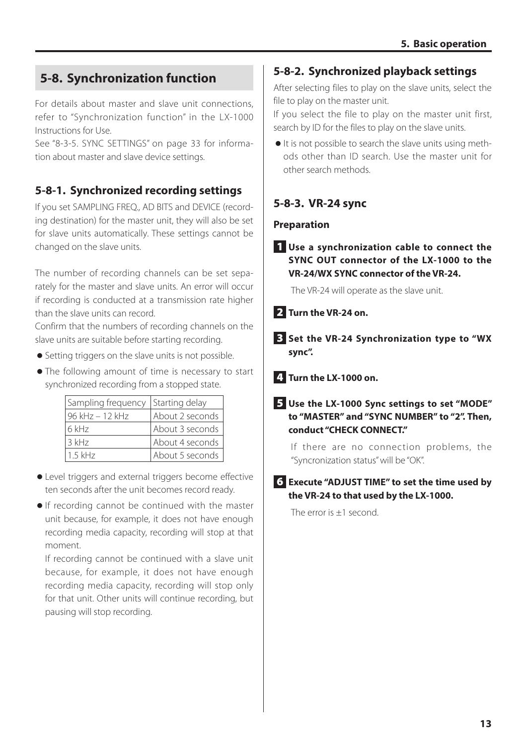## 5-8. Synchronization function

For details about master and slave unit connections, refer to "Synchronization function" in the LX-1000 Instructions for Use.

See "8-3-5. SYNC SETTINGS" on page 33 for information about master and slave device settings.

### 5-8-1. Synchronized recording settings

If you set SAMPLING FREQ., AD BITS and DEVICE (recording destination) for the master unit, they will also be set for slave units automatically. These settings cannot be changed on the slave units.

The number of recording channels can be set separately for the master and slave units. An error will occur if recording is conducted at a transmission rate higher than the slave units can record.

Confirm that the numbers of recording channels on the slave units are suitable before starting recording.

- Setting triggers on the slave units is not possible.
- The following amount of time is necessary to start synchronized recording from a stopped state.

| Sampling frequency | Starting delay |
| --- | --- |
| 96 kHz – 12 kHz | About 2 seconds |
| 6 kHz | About 3 seconds |
| 3 kHz | About 4 seconds |
| 1.5 kHz | About 5 seconds |

- Level triggers and external triggers become effective ten seconds after the unit becomes record ready.
- If recording cannot be continued with the master unit because, for example, it does not have enough recording media capacity, recording will stop at that moment.

  If recording cannot be continued with a slave unit because, for example, it does not have enough recording media capacity, recording will stop only for that unit. Other units will continue recording, but pausing will stop recording.

### 5-8-2. Synchronized playback settings

After selecting files to play on the slave units, select the file to play on the master unit.

If you select the file to play on the master unit first, search by ID for the files to play on the slave units.

- It is not possible to search the slave units using methods other than ID search. Use the master unit for other search methods.

### 5-8-3. VR-24 sync

**Preparation**

**1 Use a synchronization cable to connect the SYNC OUT connector of the LX-1000 to the VR-24/WX SYNC connector of the VR-24.**

The VR-24 will operate as the slave unit.

**2 Turn the VR-24 on.**

**3 Set the VR-24 Synchronization type to "WX sync".**

**4 Turn the LX-1000 on.**

**5 Use the LX-1000 Sync settings to set "MODE" to "MASTER" and "SYNC NUMBER" to "2". Then, conduct "CHECK CONNECT."**

If there are no connection problems, the "Syncronization status" will be "OK".

**6 Execute "ADJUST TIME" to set the time used by the VR-24 to that used by the LX-1000.**

The error is ±1 second.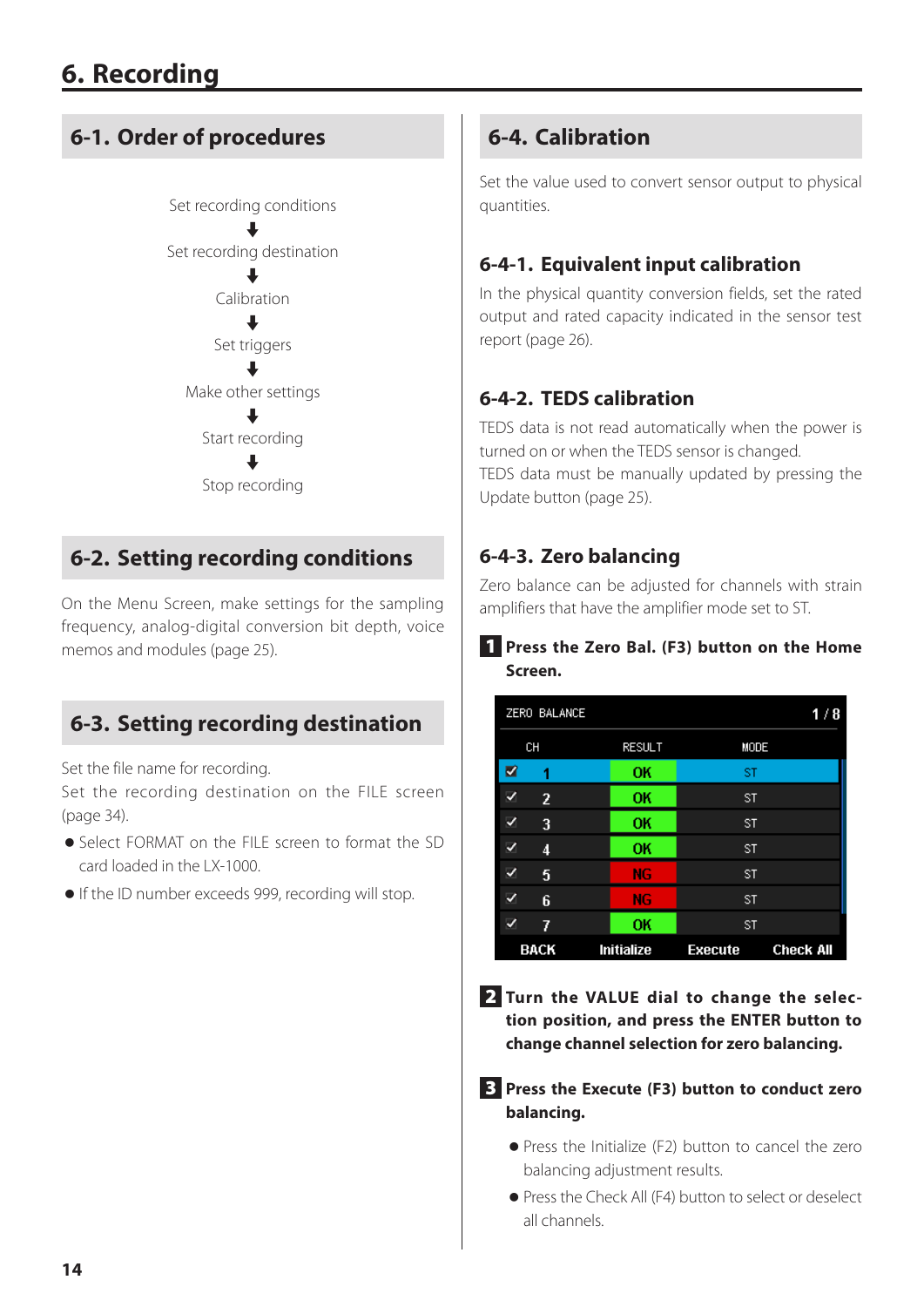# 6. Recording

## 6-1. Order of procedures

Set recording conditions

⬇

Set recording destination

⬇

Calibration

⬇

Set triggers

⬇

Make other settings

⬇

Start recording

⬇

Stop recording

## 6-2. Setting recording conditions

On the Menu Screen, make settings for the sampling frequency, analog-digital conversion bit depth, voice memos and modules (page 25).

## 6-3. Setting recording destination

Set the file name for recording.

Set the recording destination on the FILE screen (page 34).

- Select FORMAT on the FILE screen to format the SD card loaded in the LX-1000.
- If the ID number exceeds 999, recording will stop.

## 6-4. Calibration

Set the value used to convert sensor output to physical quantities.

### 6-4-1. Equivalent input calibration

In the physical quantity conversion fields, set the rated output and rated capacity indicated in the sensor test report (page 26).

### 6-4-2. TEDS calibration

TEDS data is not read automatically when the power is turned on or when the TEDS sensor is changed.

TEDS data must be manually updated by pressing the Update button (page 25).

### 6-4-3. Zero balancing

Zero balance can be adjusted for channels with strain amplifiers that have the amplifier mode set to ST.

**1 Press the Zero Bal. (F3) button on the Home Screen.**

ZERO BALANCE 1 / 8

| | CH | RESULT | MODE |
|---|---|---|---|
| ✓ | 1 | OK | ST |
| ✓ | 2 | OK | ST |
| ✓ | 3 | OK | ST |
| ✓ | 4 | OK | ST |
| ✓ | 5 | NG | ST |
| ✓ | 6 | NG | ST |
| ✓ | 7 | OK | ST |

BACK Initialize Execute Check All

**2 Turn the VALUE dial to change the selection position, and press the ENTER button to change channel selection for zero balancing.**

**3 Press the Execute (F3) button to conduct zero balancing.**

- Press the Initialize (F2) button to cancel the zero balancing adjustment results.
- Press the Check All (F4) button to select or deselect all channels.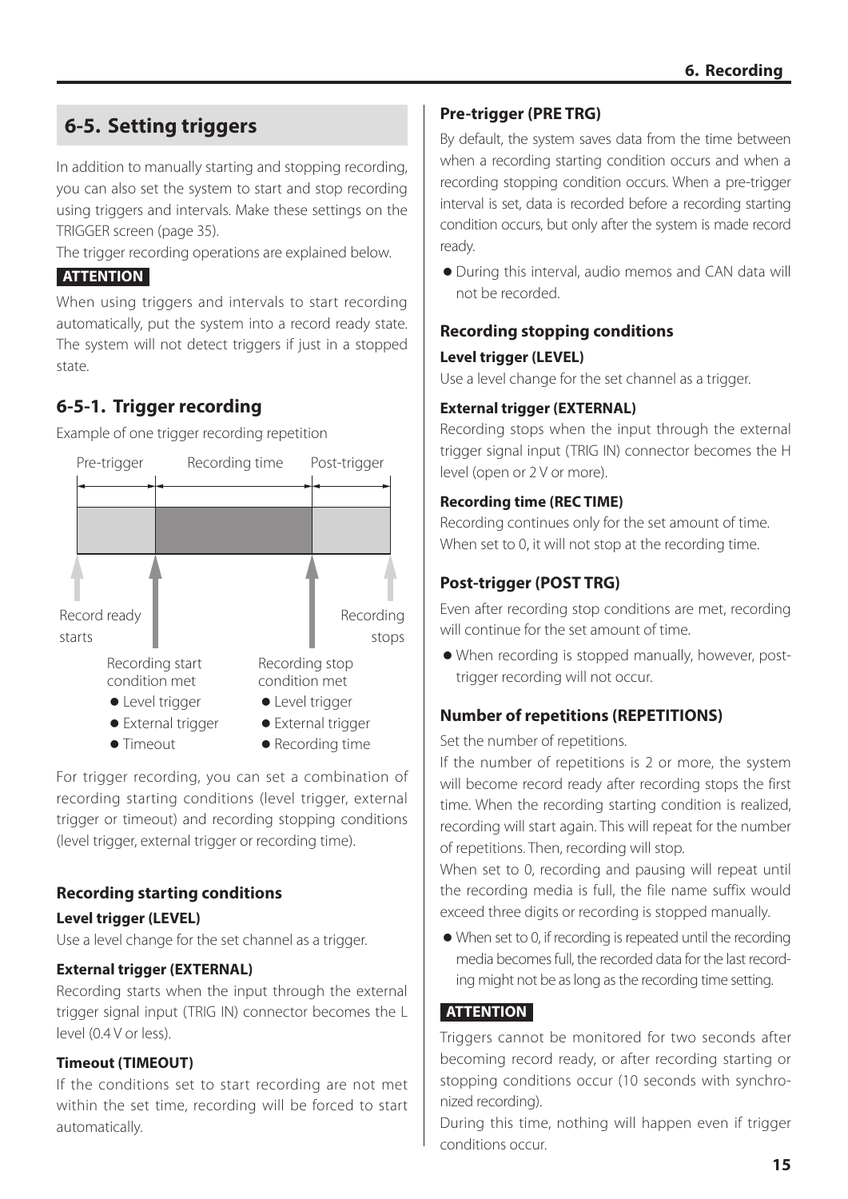## 6-5. Setting triggers

In addition to manually starting and stopping recording, you can also set the system to start and stop recording using triggers and intervals. Make these settings on the TRIGGER screen (page 35).

The trigger recording operations are explained below.

**ATTENTION**

When using triggers and intervals to start recording automatically, put the system into a record ready state. The system will not detect triggers if just in a stopped state.

### 6-5-1. Trigger recording

Example of one trigger recording repetition

Pre-trigger　Recording time　Post-trigger

Record ready starts

Recording start condition met
- Level trigger
- External trigger
- Timeout

Recording stop condition met
- Level trigger
- External trigger
- Recording time

Recording stops

For trigger recording, you can set a combination of recording starting conditions (level trigger, external trigger or timeout) and recording stopping conditions (level trigger, external trigger or recording time).

#### Recording starting conditions

**Level trigger (LEVEL)**

Use a level change for the set channel as a trigger.

**External trigger (EXTERNAL)**

Recording starts when the input through the external trigger signal input (TRIG IN) connector becomes the L level (0.4 V or less).

**Timeout (TIMEOUT)**

If the conditions set to start recording are not met within the set time, recording will be forced to start automatically.

#### Pre-trigger (PRE TRG)

By default, the system saves data from the time between when a recording starting condition occurs and when a recording stopping condition occurs. When a pre-trigger interval is set, data is recorded before a recording starting condition occurs, but only after the system is made record ready.

- During this interval, audio memos and CAN data will not be recorded.

#### Recording stopping conditions

**Level trigger (LEVEL)**

Use a level change for the set channel as a trigger.

**External trigger (EXTERNAL)**

Recording stops when the input through the external trigger signal input (TRIG IN) connector becomes the H level (open or 2 V or more).

**Recording time (REC TIME)**

Recording continues only for the set amount of time. When set to 0, it will not stop at the recording time.

#### Post-trigger (POST TRG)

Even after recording stop conditions are met, recording will continue for the set amount of time.

- When recording is stopped manually, however, post-trigger recording will not occur.

#### Number of repetitions (REPETITIONS)

Set the number of repetitions.

If the number of repetitions is 2 or more, the system will become record ready after recording stops the first time. When the recording starting condition is realized, recording will start again. This will repeat for the number of repetitions. Then, recording will stop.

When set to 0, recording and pausing will repeat until the recording media is full, the file name suffix would exceed three digits or recording is stopped manually.

- When set to 0, if recording is repeated until the recording media becomes full, the recorded data for the last recording might not be as long as the recording time setting.

**ATTENTION**

Triggers cannot be monitored for two seconds after becoming record ready, or after recording starting or stopping conditions occur (10 seconds with synchronized recording).

During this time, nothing will happen even if trigger conditions occur.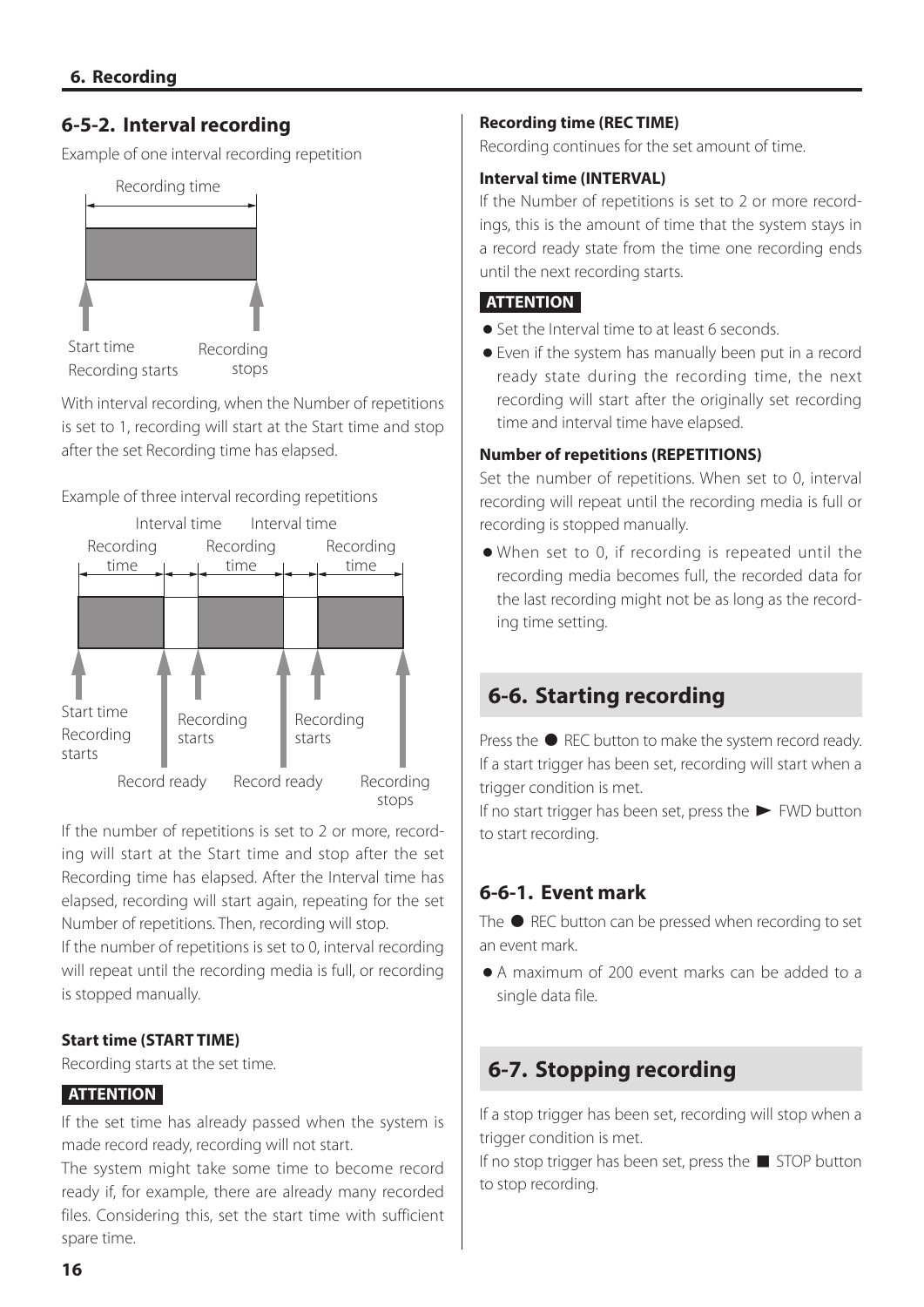### 6-5-2. Interval recording

Example of one interval recording repetition

Recording time

Start time
Recording starts

Recording stops

With interval recording, when the Number of repetitions is set to 1, recording will start at the Start time and stop after the set Recording time has elapsed.

Example of three interval recording repetitions

Interval time Interval time

Recording time Recording time Recording time

Start time
Recording starts

Recording starts

Recording starts

Record ready Record ready Recording stops

If the number of repetitions is set to 2 or more, recording will start at the Start time and stop after the set Recording time has elapsed. After the Interval time has elapsed, recording will start again, repeating for the set Number of repetitions. Then, recording will stop.

If the number of repetitions is set to 0, interval recording will repeat until the recording media is full, or recording is stopped manually.

**Start time (START TIME)**

Recording starts at the set time.

**ATTENTION**

If the set time has already passed when the system is made record ready, recording will not start.

The system might take some time to become record ready if, for example, there are already many recorded files. Considering this, set the start time with sufficient spare time.

**Recording time (REC TIME)**

Recording continues for the set amount of time.

**Interval time (INTERVAL)**

If the Number of repetitions is set to 2 or more recordings, this is the amount of time that the system stays in a record ready state from the time one recording ends until the next recording starts.

**ATTENTION**

- Set the Interval time to at least 6 seconds.
- Even if the system has manually been put in a record ready state during the recording time, the next recording will start after the originally set recording time and interval time have elapsed.

**Number of repetitions (REPETITIONS)**

Set the number of repetitions. When set to 0, interval recording will repeat until the recording media is full or recording is stopped manually.

- When set to 0, if recording is repeated until the recording media becomes full, the recorded data for the last recording might not be as long as the recording time setting.

## 6-6. Starting recording

Press the ● REC button to make the system record ready. If a start trigger has been set, recording will start when a trigger condition is met.

If no start trigger has been set, press the ► FWD button to start recording.

### 6-6-1. Event mark

The ● REC button can be pressed when recording to set an event mark.

- A maximum of 200 event marks can be added to a single data file.

## 6-7. Stopping recording

If a stop trigger has been set, recording will stop when a trigger condition is met.

If no stop trigger has been set, press the ■ STOP button to stop recording.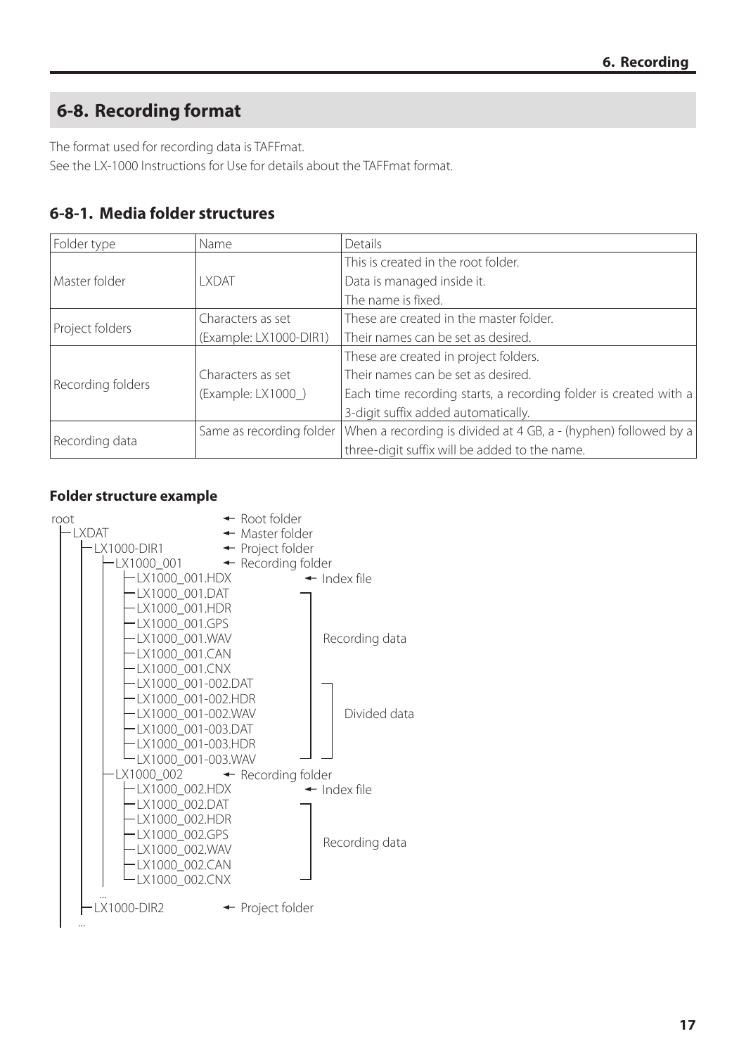## 6-8. Recording format

The format used for recording data is TAFFmat.
See the LX-1000 Instructions for Use for details about the TAFFmat format.

### 6-8-1. Media folder structures

| Folder type | Name | Details |
|---|---|---|
| Master folder | LXDAT | This is created in the root folder.<br>Data is managed inside it.<br>The name is fixed. |
| Project folders | Characters as set<br>(Example: LX1000-DIR1) | These are created in the master folder.<br>Their names can be set as desired. |
| Recording folders | Characters as set<br>(Example: LX1000_) | These are created in project folders.<br>Their names can be set as desired.<br>Each time recording starts, a recording folder is created with a 3-digit suffix added automatically. |
| Recording data | Same as recording folder | When a recording is divided at 4 GB, a - (hyphen) followed by a three-digit suffix will be added to the name. |

**Folder structure example**

```
root                          ← Root folder
├LXDAT                        ← Master folder
│ ├LX1000-DIR1                ← Project folder
│ │ ├LX1000_001               ← Recording folder
│ │ │ ├LX1000_001.HDX                 ← Index file
│ │ │ ├LX1000_001.DAT         ┐
│ │ │ ├LX1000_001.HDR         │
│ │ │ ├LX1000_001.GPS         │
│ │ │ ├LX1000_001.WAV         │ Recording data
│ │ │ ├LX1000_001.CAN         │
│ │ │ ├LX1000_001.CNX         │
│ │ │ ├LX1000_001-002.DAT     │  ┐
│ │ │ ├LX1000_001-002.HDR     │  │
│ │ │ ├LX1000_001-002.WAV     │  │ Divided data
│ │ │ ├LX1000_001-003.DAT     │  │
│ │ │ ├LX1000_001-003.HDR     │  │
│ │ │ └LX1000_001-003.WAV     ┘  ┘
│ │ ├LX1000_002               ← Recording folder
│ │ │ ├LX1000_002.HDX                 ← Index file
│ │ │ ├LX1000_002.DAT         ┐
│ │ │ ├LX1000_002.HDR         │
│ │ │ ├LX1000_002.GPS         │ Recording data
│ │ │ ├LX1000_002.WAV         │
│ │ │ ├LX1000_002.CAN         │
│ │ │ └LX1000_002.CNX         ┘
│ │ ...
│ ├LX1000-DIR2                ← Project folder
│ ...
```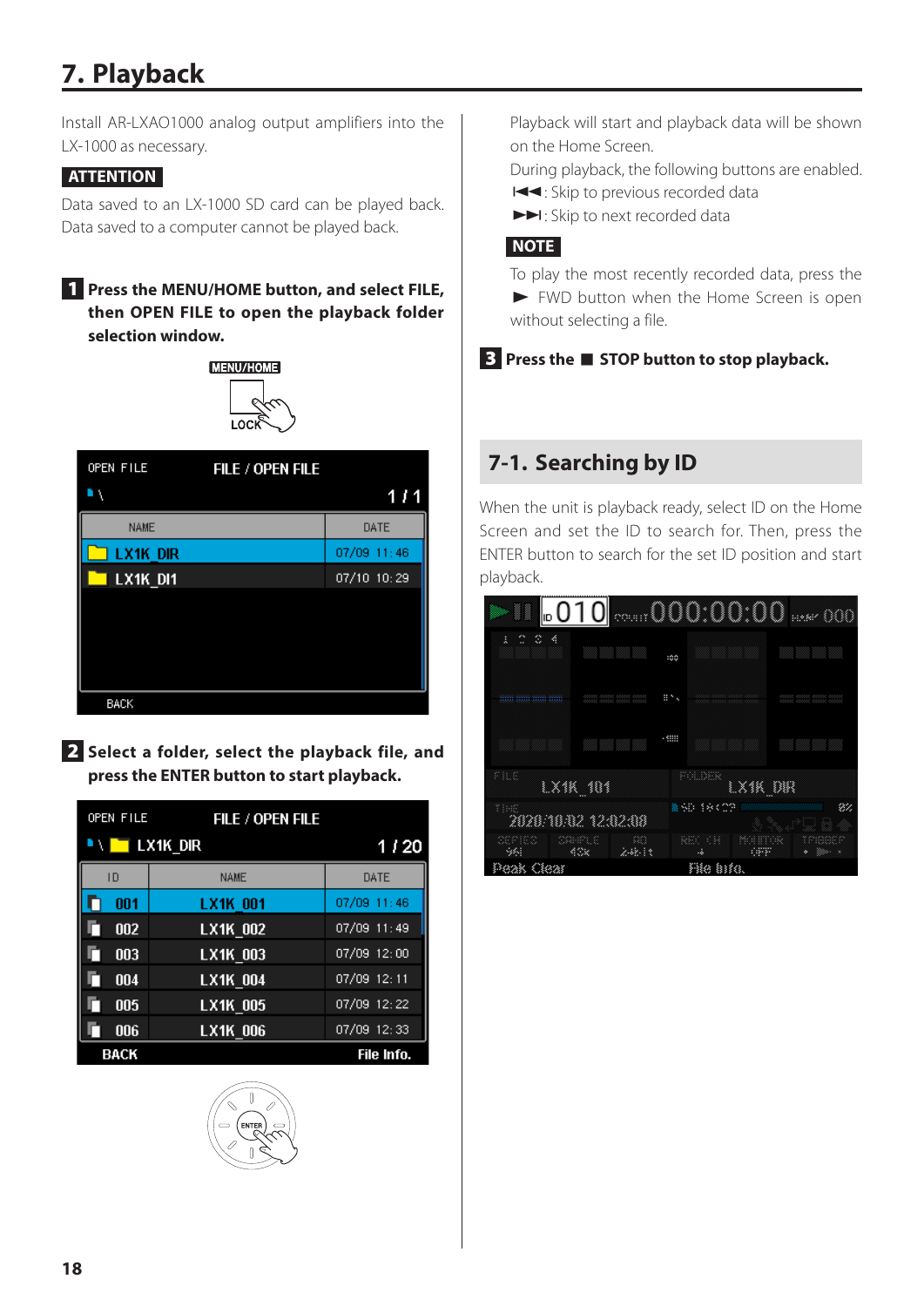# 7. Playback

Install AR-LXAO1000 analog output amplifiers into the LX-1000 as necessary.

**ATTENTION**

Data saved to an LX-1000 SD card can be played back. Data saved to a computer cannot be played back.

**1** **Press the MENU/HOME button, and select FILE, then OPEN FILE to open the playback folder selection window.**

**2** **Select a folder, select the playback file, and press the ENTER button to start playback.**

Playback will start and playback data will be shown on the Home Screen.

During playback, the following buttons are enabled.

⏮ : Skip to previous recorded data

⏭ : Skip to next recorded data

**NOTE**

To play the most recently recorded data, press the ► FWD button when the Home Screen is open without selecting a file.

**3** **Press the ■ STOP button to stop playback.**

## 7-1. Searching by ID

When the unit is playback ready, select ID on the Home Screen and set the ID to search for. Then, press the ENTER button to search for the set ID position and start playback.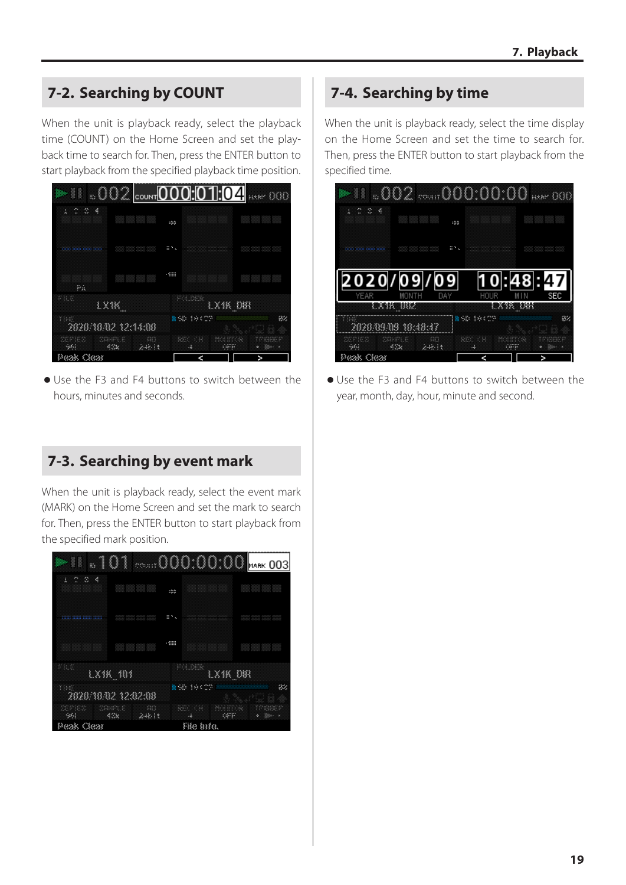## 7-2. Searching by COUNT

When the unit is playback ready, select the playback time (COUNT) on the Home Screen and set the playback time to search for. Then, press the ENTER button to start playback from the specified playback time position.

- Use the F3 and F4 buttons to switch between the hours, minutes and seconds.

## 7-3. Searching by event mark

When the unit is playback ready, select the event mark (MARK) on the Home Screen and set the mark to search for. Then, press the ENTER button to start playback from the specified mark position.

## 7-4. Searching by time

When the unit is playback ready, select the time display on the Home Screen and set the time to search for. Then, press the ENTER button to start playback from the specified time.

- Use the F3 and F4 buttons to switch between the year, month, day, hour, minute and second.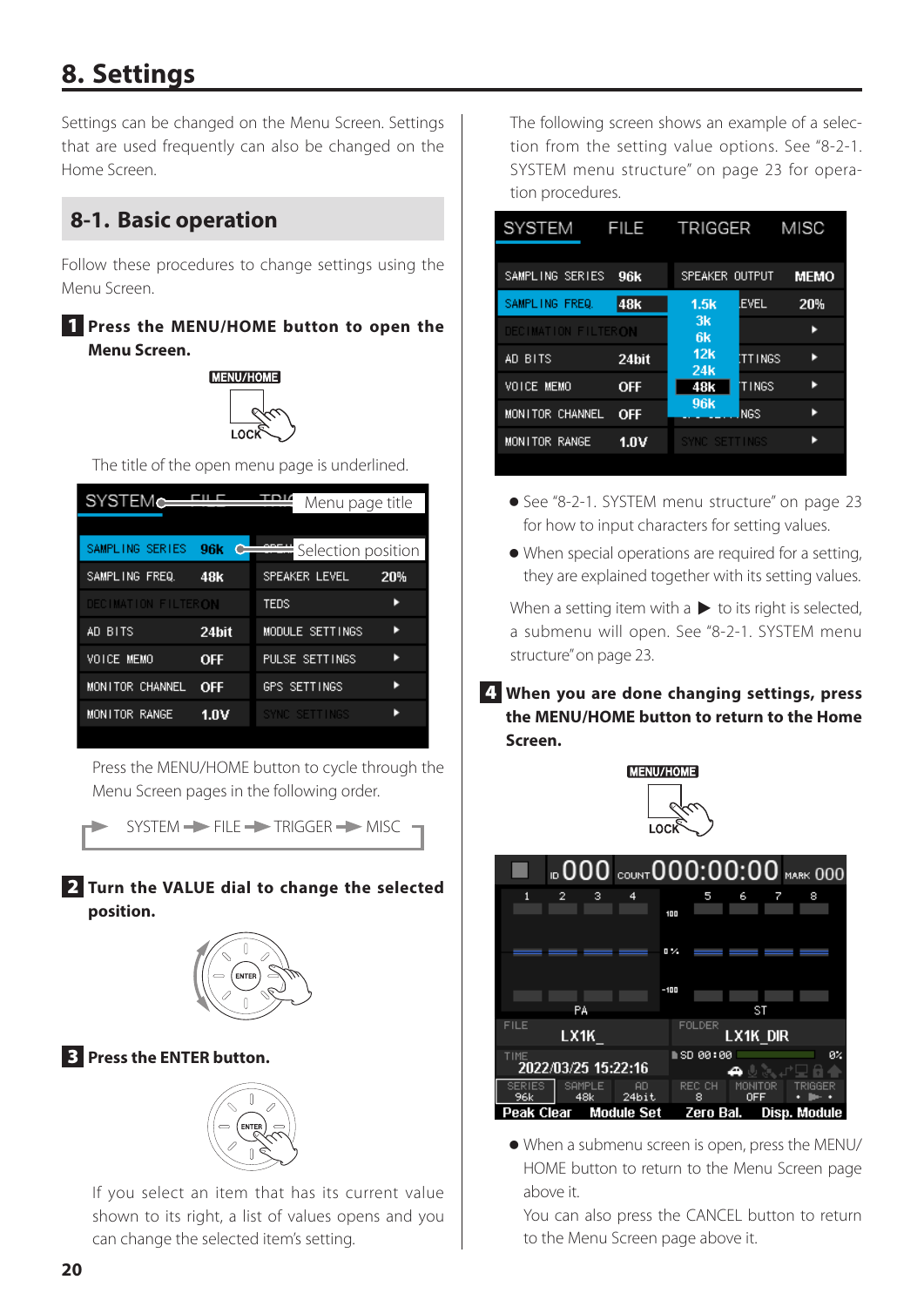# 8. Settings

Settings can be changed on the Menu Screen. Settings that are used frequently can also be changed on the Home Screen.

## 8-1. Basic operation

Follow these procedures to change settings using the Menu Screen.

**1 Press the MENU/HOME button to open the Menu Screen.**

The title of the open menu page is underlined.

Press the MENU/HOME button to cycle through the Menu Screen pages in the following order.

SYSTEM → FILE → TRIGGER → MISC

**2 Turn the VALUE dial to change the selected position.**

**3 Press the ENTER button.**

If you select an item that has its current value shown to its right, a list of values opens and you can change the selected item's setting.

The following screen shows an example of a selection from the setting value options. See "8-2-1. SYSTEM menu structure" on page 23 for operation procedures.

- See "8-2-1. SYSTEM menu structure" on page 23 for how to input characters for setting values.
- When special operations are required for a setting, they are explained together with its setting values.

When a setting item with a ▶ to its right is selected, a submenu will open. See "8-2-1. SYSTEM menu structure" on page 23.

**4 When you are done changing settings, press the MENU/HOME button to return to the Home Screen.**

- When a submenu screen is open, press the MENU/HOME button to return to the Menu Screen page above it.
  You can also press the CANCEL button to return to the Menu Screen page above it.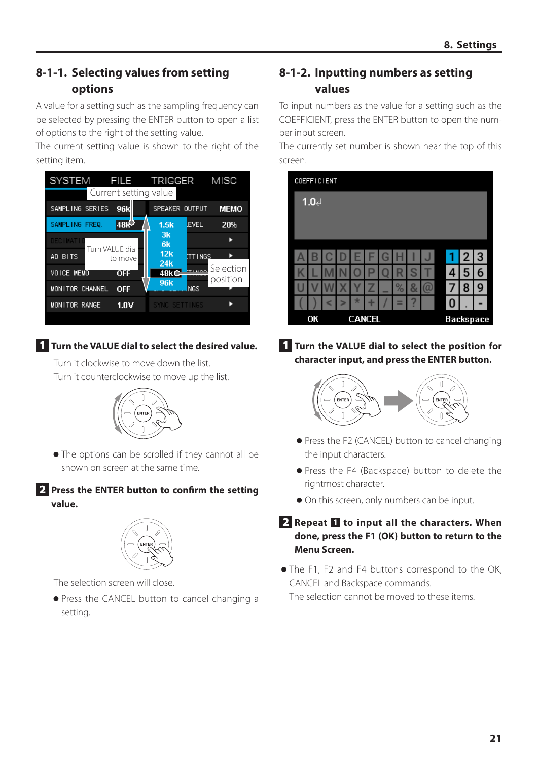## 8-1-1. Selecting values from setting options

A value for a setting such as the sampling frequency can be selected by pressing the ENTER button to open a list of options to the right of the setting value.

The current setting value is shown to the right of the setting item.

**1 Turn the VALUE dial to select the desired value.**

Turn it clockwise to move down the list.

Turn it counterclockwise to move up the list.

- The options can be scrolled if they cannot all be shown on screen at the same time.

**2 Press the ENTER button to confirm the setting value.**

The selection screen will close.

- Press the CANCEL button to cancel changing a setting.

## 8-1-2. Inputting numbers as setting values

To input numbers as the value for a setting such as the COEFFICIENT, press the ENTER button to open the number input screen.

The currently set number is shown near the top of this screen.

**1 Turn the VALUE dial to select the position for character input, and press the ENTER button.**

- Press the F2 (CANCEL) button to cancel changing the input characters.
- Press the F4 (Backspace) button to delete the rightmost character.
- On this screen, only numbers can be input.

**2 Repeat 1 to input all the characters. When done, press the F1 (OK) button to return to the Menu Screen.**

- The F1, F2 and F4 buttons correspond to the OK, CANCEL and Backspace commands.
  The selection cannot be moved to these items.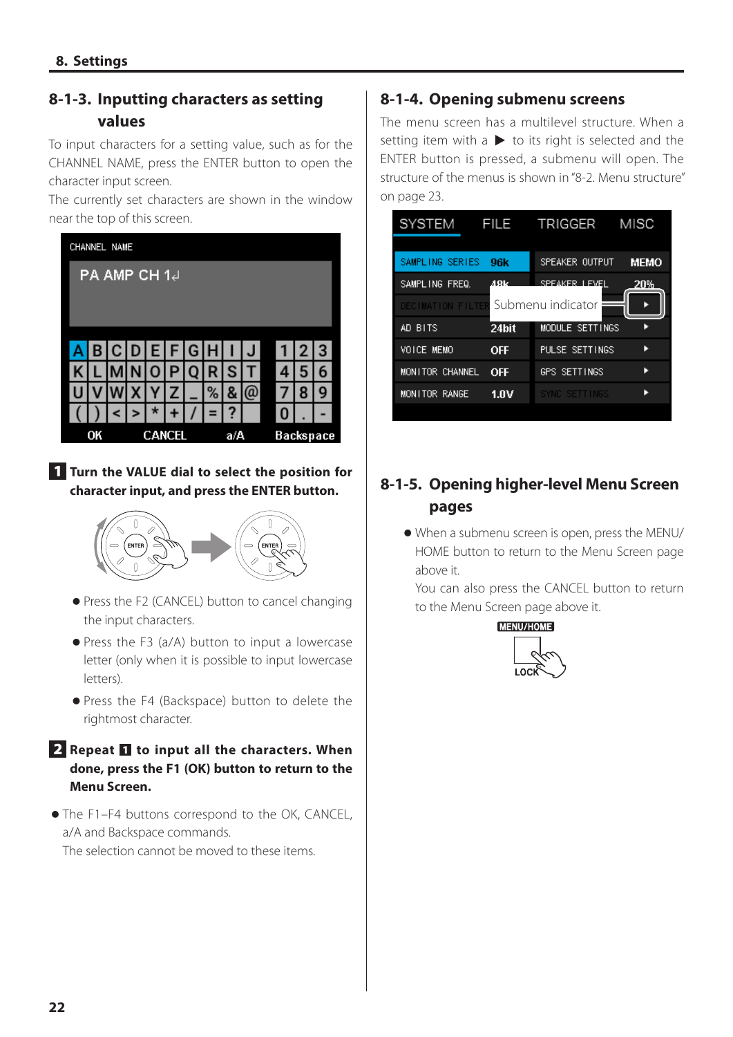## 8-1-3. Inputting characters as setting values

To input characters for a setting value, such as for the CHANNEL NAME, press the ENTER button to open the character input screen.

The currently set characters are shown in the window near the top of this screen.

**1 Turn the VALUE dial to select the position for character input, and press the ENTER button.**

- Press the F2 (CANCEL) button to cancel changing the input characters.
- Press the F3 (a/A) button to input a lowercase letter (only when it is possible to input lowercase letters).
- Press the F4 (Backspace) button to delete the rightmost character.

**2 Repeat 1 to input all the characters. When done, press the F1 (OK) button to return to the Menu Screen.**

- The F1–F4 buttons correspond to the OK, CANCEL, a/A and Backspace commands.
  The selection cannot be moved to these items.

## 8-1-4. Opening submenu screens

The menu screen has a multilevel structure. When a setting item with a ▶ to its right is selected and the ENTER button is pressed, a submenu will open. The structure of the menus is shown in "8-2. Menu structure" on page 23.

## 8-1-5. Opening higher-level Menu Screen pages

- When a submenu screen is open, press the MENU/HOME button to return to the Menu Screen page above it.
  You can also press the CANCEL button to return to the Menu Screen page above it.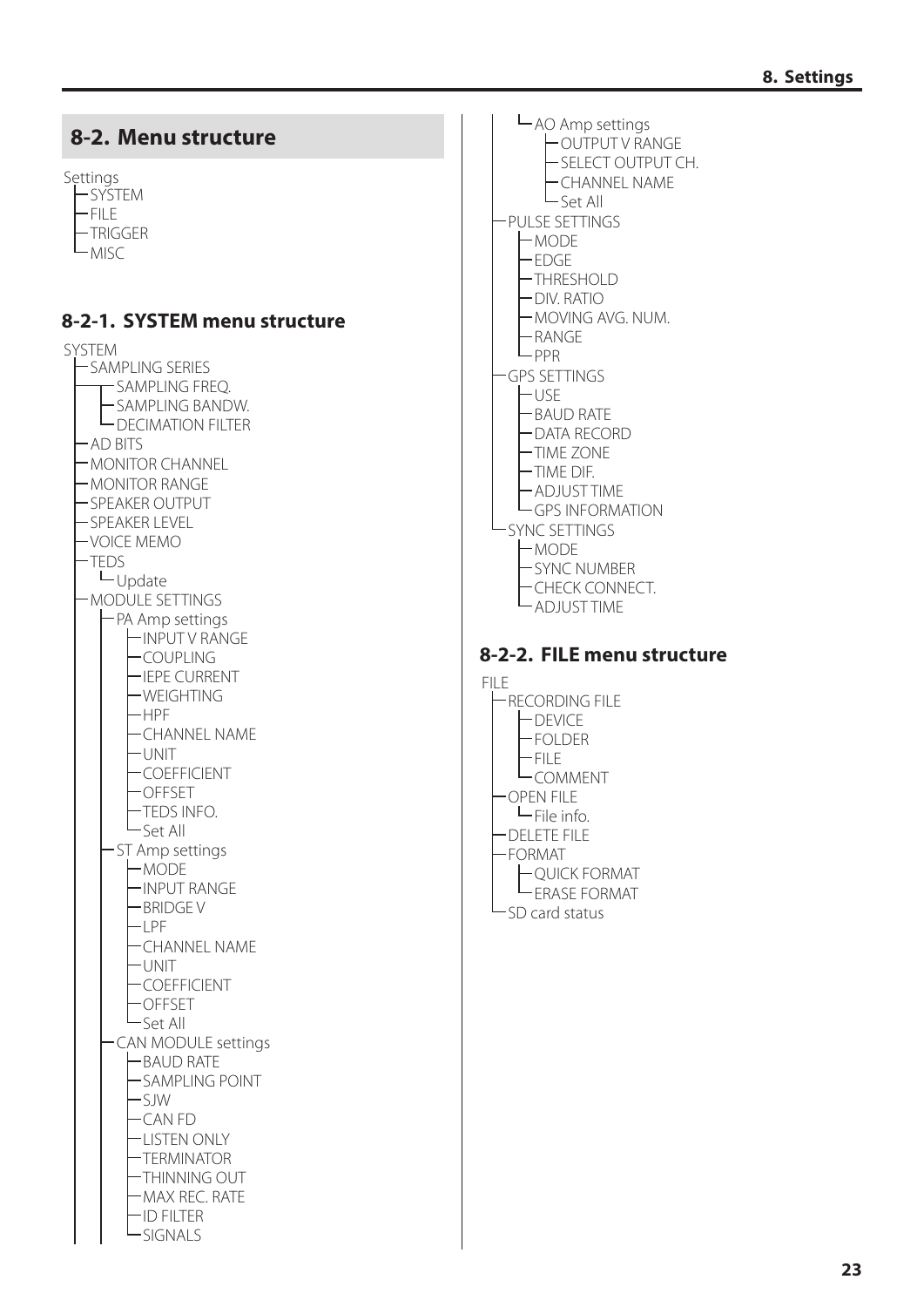## 8-2. Menu structure

- Settings
  - SYSTEM
  - FILE
  - TRIGGER
  - MISC

### 8-2-1. SYSTEM menu structure

- SYSTEM
  - SAMPLING SERIES
    - SAMPLING FREQ.
    - SAMPLING BANDW.
    - DECIMATION FILTER
  - AD BITS
  - MONITOR CHANNEL
  - MONITOR RANGE
  - SPEAKER OUTPUT
  - SPEAKER LEVEL
  - VOICE MEMO
  - TEDS
    - Update
  - MODULE SETTINGS
    - PA Amp settings
      - INPUT V RANGE
      - COUPLING
      - IEPE CURRENT
      - WEIGHTING
      - HPF
      - CHANNEL NAME
      - UNIT
      - COEFFICIENT
      - OFFSET
      - TEDS INFO.
      - Set All
    - ST Amp settings
      - MODE
      - INPUT RANGE
      - BRIDGE V
      - LPF
      - CHANNEL NAME
      - UNIT
      - COEFFICIENT
      - OFFSET
      - Set All
    - CAN MODULE settings
      - BAUD RATE
      - SAMPLING POINT
      - SJW
      - CAN FD
      - LISTEN ONLY
      - TERMINATOR
      - THINNING OUT
      - MAX REC. RATE
      - ID FILTER
      - SIGNALS
    - AO Amp settings
      - OUTPUT V RANGE
      - SELECT OUTPUT CH.
      - CHANNEL NAME
      - Set All
  - PULSE SETTINGS
    - MODE
    - EDGE
    - THRESHOLD
    - DIV. RATIO
    - MOVING AVG. NUM.
    - RANGE
    - PPR
  - GPS SETTINGS
    - USE
    - BAUD RATE
    - DATA RECORD
    - TIME ZONE
    - TIME DIF.
    - ADJUST TIME
    - GPS INFORMATION
  - SYNC SETTINGS
    - MODE
    - SYNC NUMBER
    - CHECK CONNECT.
    - ADJUST TIME

### 8-2-2. FILE menu structure

- FILE
  - RECORDING FILE
    - DEVICE
    - FOLDER
    - FILE
    - COMMENT
  - OPEN FILE
    - File info.
  - DELETE FILE
  - FORMAT
    - QUICK FORMAT
    - ERASE FORMAT
  - SD card status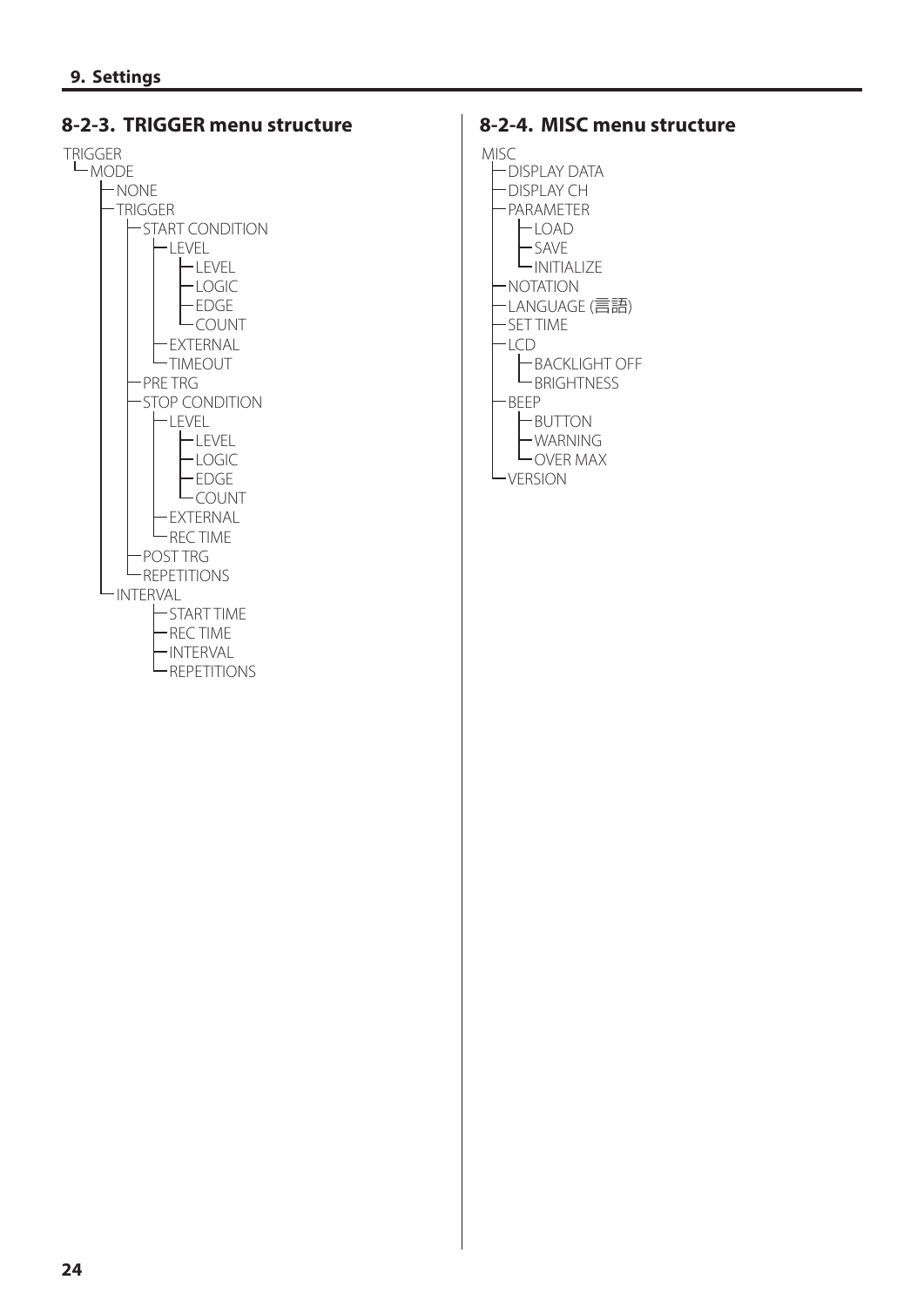## 8-2-3. TRIGGER menu structure

```
TRIGGER
└MODE
  ├NONE
  ├TRIGGER
  │ ├START CONDITION
  │ │ ├LEVEL
  │ │ │ ├LEVEL
  │ │ │ ├LOGIC
  │ │ │ ├EDGE
  │ │ │ └COUNT
  │ │ ├EXTERNAL
  │ │ └TIMEOUT
  │ ├PRE TRG
  │ ├STOP CONDITION
  │ │ ├LEVEL
  │ │ │ ├LEVEL
  │ │ │ ├LOGIC
  │ │ │ ├EDGE
  │ │ │ └COUNT
  │ │ ├EXTERNAL
  │ │ └REC TIME
  │ ├POST TRG
  │ └REPETITIONS
  └INTERVAL
      ├START TIME
      ├REC TIME
      ├INTERVAL
      └REPETITIONS
```

## 8-2-4. MISC menu structure

```
MISC
├DISPLAY DATA
├DISPLAY CH
├PARAMETER
│ ├LOAD
│ ├SAVE
│ └INITIALIZE
├NOTATION
├LANGUAGE (言語)
├SET TIME
├LCD
│ ├BACKLIGHT OFF
│ └BRIGHTNESS
├BEEP
│ ├BUTTON
│ ├WARNING
│ └OVER MAX
└VERSION
```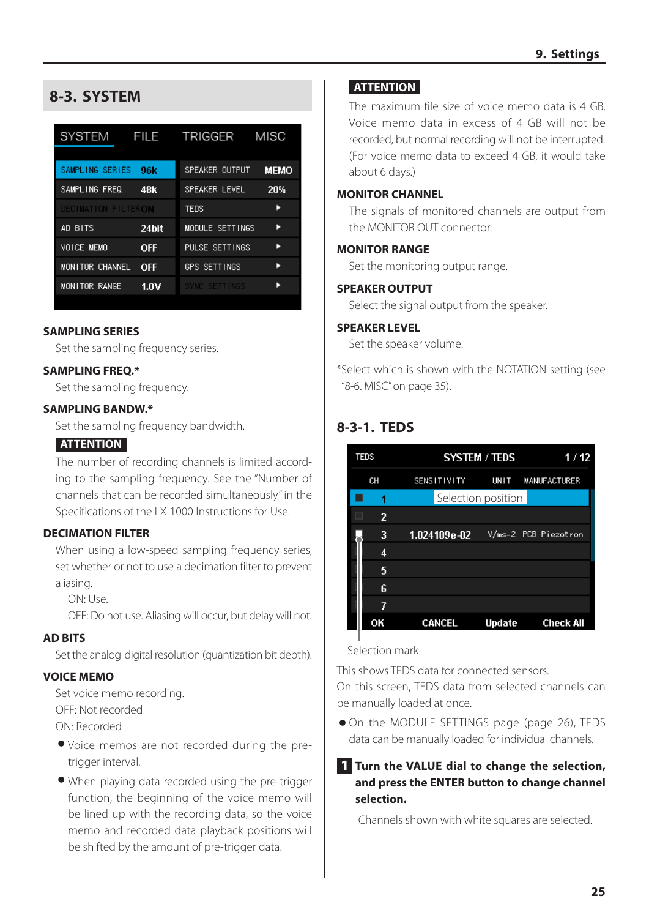## 8-3. SYSTEM

| SYSTEM | | FILE TRIGGER MISC | |
|---|---|---|---|
| SAMPLING SERIES | 96k | SPEAKER OUTPUT | MEMO |
| SAMPLING FREQ. | 48k | SPEAKER LEVEL | 20% |
| DECIMATION FILTER | ON | TEDS | ▶ |
| AD BITS | 24bit | MODULE SETTINGS | ▶ |
| VOICE MEMO | OFF | PULSE SETTINGS | ▶ |
| MONITOR CHANNEL | OFF | GPS SETTINGS | ▶ |
| MONITOR RANGE | 1.0V | SYNC SETTINGS | ▶ |

### SAMPLING SERIES

Set the sampling frequency series.

### SAMPLING FREQ.*

Set the sampling frequency.

### SAMPLING BANDW.*

Set the sampling frequency bandwidth.

**ATTENTION**

The number of recording channels is limited according to the sampling frequency. See the "Number of channels that can be recorded simultaneously" in the Specifications of the LX-1000 Instructions for Use.

### DECIMATION FILTER

When using a low-speed sampling frequency series, set whether or not to use a decimation filter to prevent aliasing.

ON: Use.

OFF: Do not use. Aliasing will occur, but delay will not.

### AD BITS

Set the analog-digital resolution (quantization bit depth).

### VOICE MEMO

Set voice memo recording.

OFF: Not recorded

ON: Recorded

- Voice memos are not recorded during the pre-trigger interval.
- When playing data recorded using the pre-trigger function, the beginning of the voice memo will be lined up with the recording data, so the voice memo and recorded data playback positions will be shifted by the amount of pre-trigger data.

**ATTENTION**

The maximum file size of voice memo data is 4 GB. Voice memo data in excess of 4 GB will not be recorded, but normal recording will not be interrupted. (For voice memo data to exceed 4 GB, it would take about 6 days.)

### MONITOR CHANNEL

The signals of monitored channels are output from the MONITOR OUT connector.

### MONITOR RANGE

Set the monitoring output range.

### SPEAKER OUTPUT

Select the signal output from the speaker.

### SPEAKER LEVEL

Set the speaker volume.

*Select which is shown with the NOTATION setting (see "8-6. MISC" on page 35).

## 8-3-1. TEDS

TEDS — SYSTEM / TEDS — 1 / 12

| | CH | SENSITIVITY | UNIT | MANUFACTURER |
|---|---|---|---|---|
| ■ | 1 | Selection position | | |
| □ | 2 | | | |
| ■ | 3 | 1.024109e-02 | V/ms-2 | PCB Piezotron |
| | 4 | | | |
| | 5 | | | |
| | 6 | | | |
| | 7 | | | |

OK CANCEL Update Check All

Selection mark

This shows TEDS data for connected sensors.

On this screen, TEDS data from selected channels can be manually loaded at once.

- On the MODULE SETTINGS page (page 26), TEDS data can be manually loaded for individual channels.

**1 Turn the VALUE dial to change the selection, and press the ENTER button to change channel selection.**

Channels shown with white squares are selected.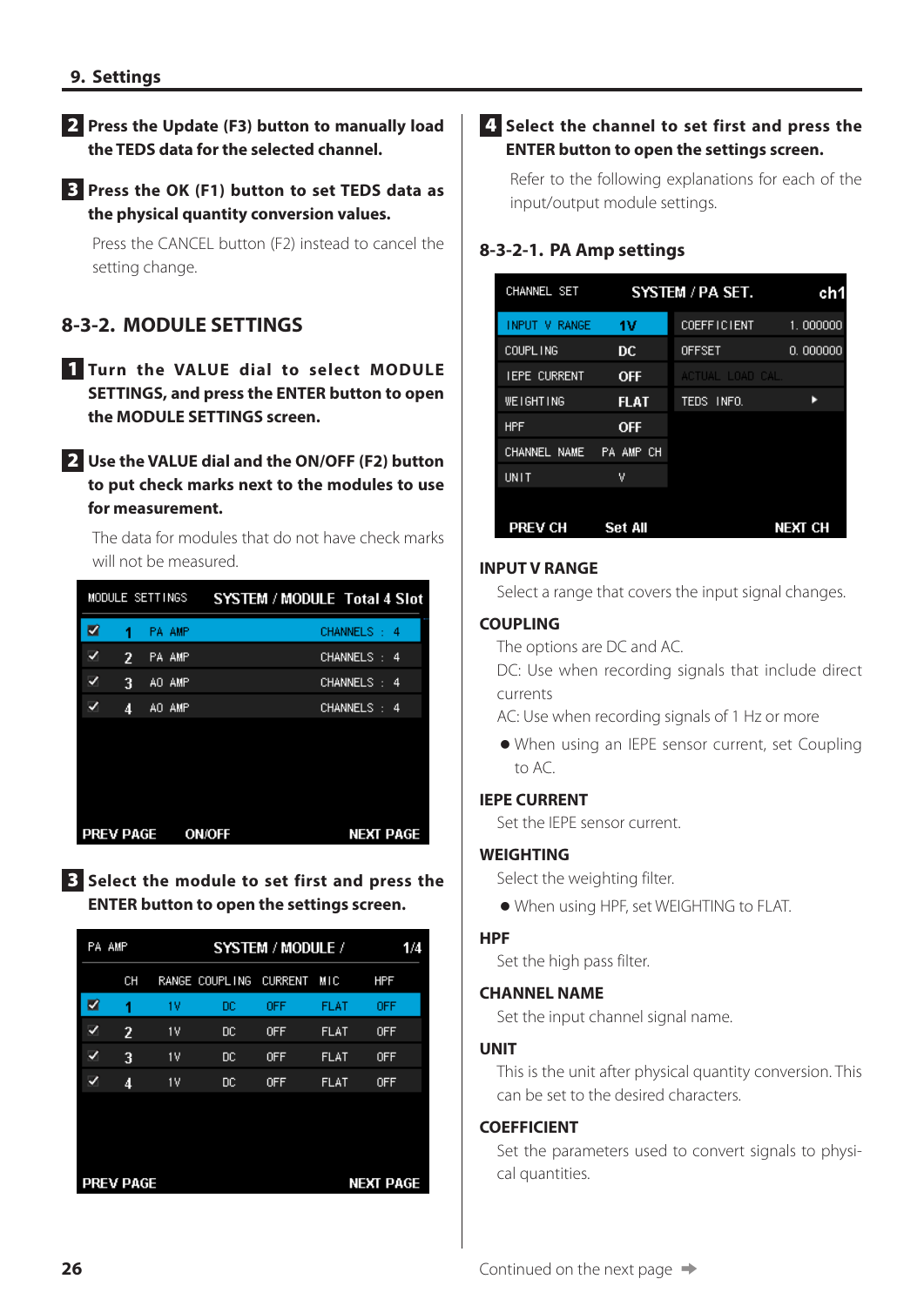2. **Press the Update (F3) button to manually load the TEDS data for the selected channel.**

3. **Press the OK (F1) button to set TEDS data as the physical quantity conversion values.**

   Press the CANCEL button (F2) instead to cancel the setting change.

## 8-3-2. MODULE SETTINGS

1. **Turn the VALUE dial to select MODULE SETTINGS, and press the ENTER button to open the MODULE SETTINGS screen.**

2. **Use the VALUE dial and the ON/OFF (F2) button to put check marks next to the modules to use for measurement.**

   The data for modules that do not have check marks will not be measured.

| MODULE SETTINGS | SYSTEM / MODULE | Total 4 Slot |
|---|---|---|
| ☑ 1 | PA AMP | CHANNELS : 4 |
| ✓ 2 | PA AMP | CHANNELS : 4 |
| ✓ 3 | AO AMP | CHANNELS : 4 |
| ✓ 4 | AO AMP | CHANNELS : 4 |

PREV PAGE　ON/OFF　NEXT PAGE

3. **Select the module to set first and press the ENTER button to open the settings screen.**

PA AMP　SYSTEM / MODULE /　1/4

| | CH | RANGE | COUPLING | CURRENT | MIC | HPF |
|---|---|---|---|---|---|---|
| ☑ | 1 | 1V | DC | OFF | FLAT | OFF |
| ✓ | 2 | 1V | DC | OFF | FLAT | OFF |
| ✓ | 3 | 1V | DC | OFF | FLAT | OFF |
| ✓ | 4 | 1V | DC | OFF | FLAT | OFF |

PREV PAGE　NEXT PAGE

4. **Select the channel to set first and press the ENTER button to open the settings screen.**

   Refer to the following explanations for each of the input/output module settings.

### 8-3-2-1. PA Amp settings

CHANNEL SET　SYSTEM / PA SET.　ch1

| | | | |
|---|---|---|---|
| INPUT V RANGE | 1V | COEFFICIENT | 1.000000 |
| COUPLING | DC | OFFSET | 0.000000 |
| IEPE CURRENT | OFF | ACTUAL LOAD CAL | |
| WEIGHTING | FLAT | TEDS INFO. | ▸ |
| HPF | OFF | | |
| CHANNEL NAME | PA AMP CH | | |
| UNIT | V | | |

PREV CH　Set All　NEXT CH

**INPUT V RANGE**

Select a range that covers the input signal changes.

**COUPLING**

The options are DC and AC.

DC: Use when recording signals that include direct currents

AC: Use when recording signals of 1 Hz or more

- When using an IEPE sensor current, set Coupling to AC.

**IEPE CURRENT**

Set the IEPE sensor current.

**WEIGHTING**

Select the weighting filter.

- When using HPF, set WEIGHTING to FLAT.

**HPF**

Set the high pass filter.

**CHANNEL NAME**

Set the input channel signal name.

**UNIT**

This is the unit after physical quantity conversion. This can be set to the desired characters.

**COEFFICIENT**

Set the parameters used to convert signals to physical quantities.

Continued on the next page ➡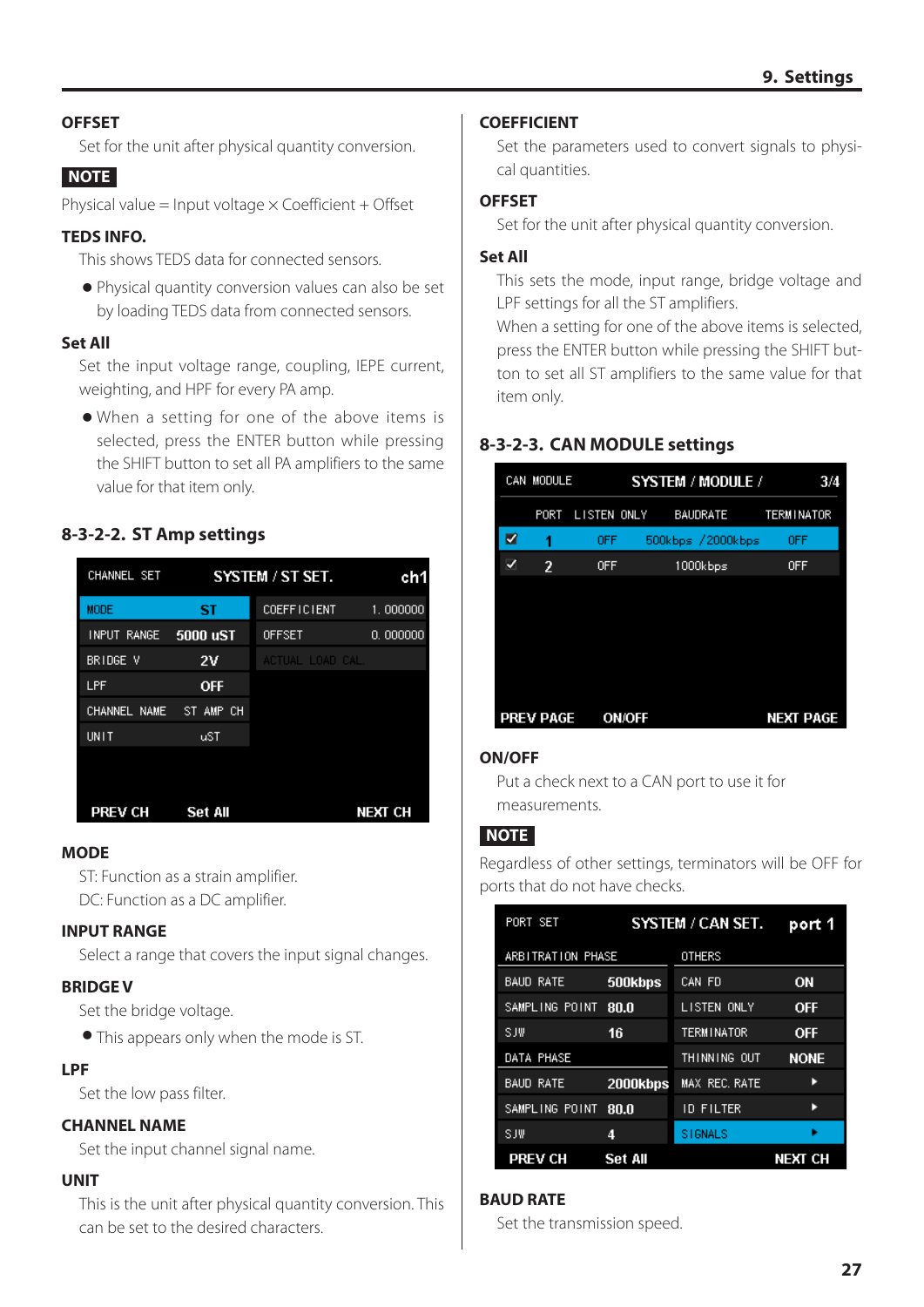### OFFSET

Set for the unit after physical quantity conversion.

**NOTE**

Physical value = Input voltage × Coefficient + Offset

### TEDS INFO.

This shows TEDS data for connected sensors.

- Physical quantity conversion values can also be set by loading TEDS data from connected sensors.

### Set All

Set the input voltage range, coupling, IEPE current, weighting, and HPF for every PA amp.

- When a setting for one of the above items is selected, press the ENTER button while pressing the SHIFT button to set all PA amplifiers to the same value for that item only.

## 8-3-2-2. ST Amp settings

| CHANNEL SET | SYSTEM / ST SET. | | ch1 |
|---|---|---|---|
| MODE | ST | COEFFICIENT | 1.000000 |
| INPUT RANGE | 5000 uST | OFFSET | 0.000000 |
| BRIDGE V | 2V | ACTUAL LOAD CAL. | |
| LPF | OFF | | |
| CHANNEL NAME | ST AMP CH | | |
| UNIT | uST | | |
| PREV CH | Set All | | NEXT CH |

### MODE

ST: Function as a strain amplifier.

DC: Function as a DC amplifier.

### INPUT RANGE

Select a range that covers the input signal changes.

### BRIDGE V

Set the bridge voltage.

- This appears only when the mode is ST.

### LPF

Set the low pass filter.

### CHANNEL NAME

Set the input channel signal name.

### UNIT

This is the unit after physical quantity conversion. This can be set to the desired characters.

### COEFFICIENT

Set the parameters used to convert signals to physical quantities.

### OFFSET

Set for the unit after physical quantity conversion.

### Set All

This sets the mode, input range, bridge voltage and LPF settings for all the ST amplifiers.

When a setting for one of the above items is selected, press the ENTER button while pressing the SHIFT button to set all ST amplifiers to the same value for that item only.

## 8-3-2-3. CAN MODULE settings

| CAN MODULE | SYSTEM / MODULE / | | | 3/4 |
|---|---|---|---|---|
| | PORT | LISTEN ONLY | BAUDRATE | TERMINATOR |
| ☑ | 1 | OFF | 500kbps /2000kbps | OFF |
| ☑ | 2 | OFF | 1000kbps | OFF |
| PREV PAGE | ON/OFF | | | NEXT PAGE |

### ON/OFF

Put a check next to a CAN port to use it for measurements.

**NOTE**

Regardless of other settings, terminators will be OFF for ports that do not have checks.

| PORT SET | SYSTEM / CAN SET. | | port 1 |
|---|---|---|---|
| ARBITRATION PHASE | | OTHERS | |
| BAUD RATE | 500kbps | CAN FD | ON |
| SAMPLING POINT | 80.0 | LISTEN ONLY | OFF |
| SJW | 16 | TERMINATOR | OFF |
| DATA PHASE | | THINNING OUT | NONE |
| BAUD RATE | 2000kbps | MAX REC. RATE | ▸ |
| SAMPLING POINT | 80.0 | ID FILTER | ▸ |
| SJW | 4 | SIGNALS | ▸ |
| PREV CH | Set All | | NEXT CH |

### BAUD RATE

Set the transmission speed.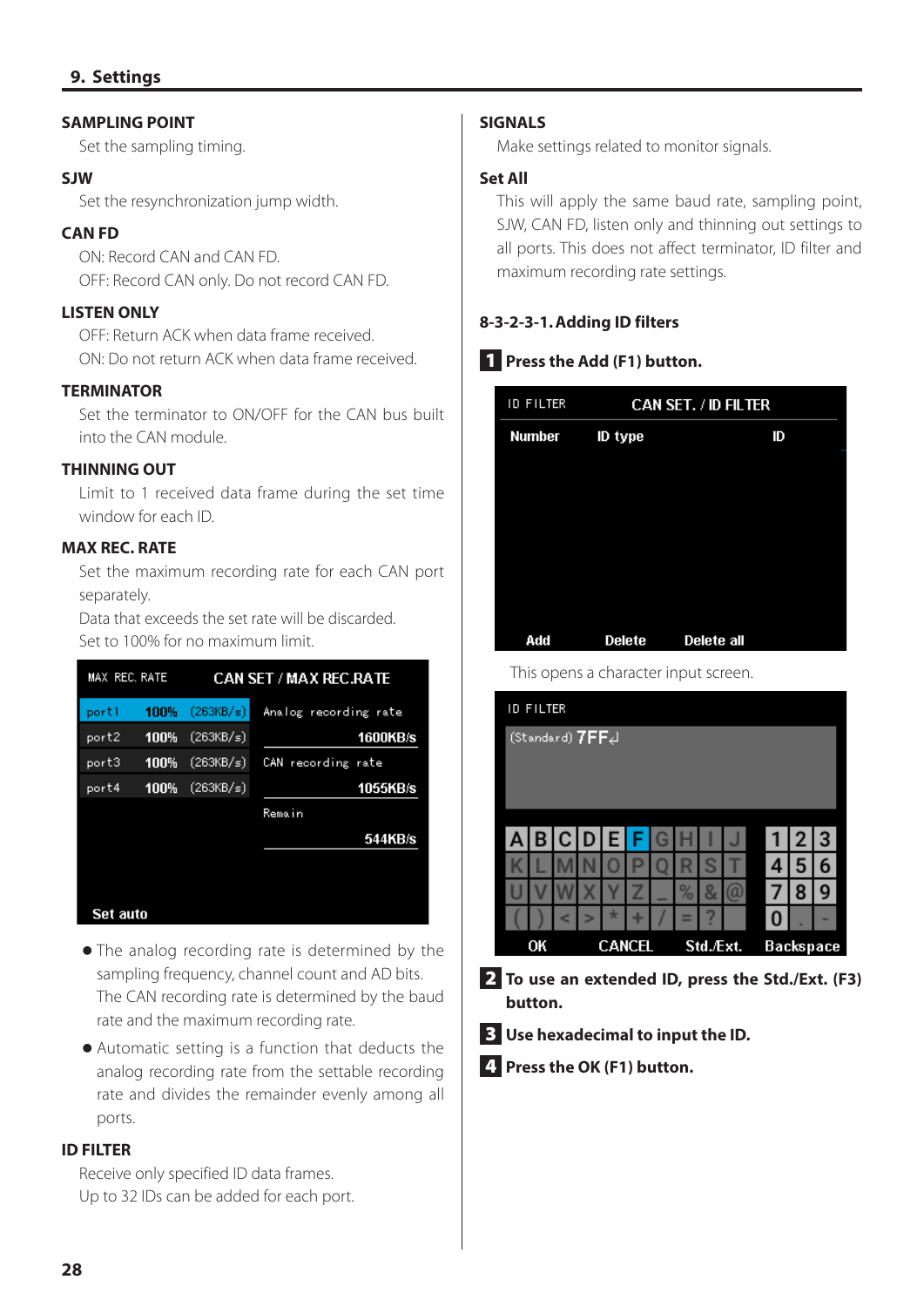## SAMPLING POINT

Set the sampling timing.

## SJW

Set the resynchronization jump width.

## CAN FD

ON: Record CAN and CAN FD.

OFF: Record CAN only. Do not record CAN FD.

## LISTEN ONLY

OFF: Return ACK when data frame received.

ON: Do not return ACK when data frame received.

## TERMINATOR

Set the terminator to ON/OFF for the CAN bus built into the CAN module.

## THINNING OUT

Limit to 1 received data frame during the set time window for each ID.

## MAX REC. RATE

Set the maximum recording rate for each CAN port separately.

Data that exceeds the set rate will be discarded.

Set to 100% for no maximum limit.

- The analog recording rate is determined by the sampling frequency, channel count and AD bits. The CAN recording rate is determined by the baud rate and the maximum recording rate.
- Automatic setting is a function that deducts the analog recording rate from the settable recording rate and divides the remainder evenly among all ports.

## ID FILTER

Receive only specified ID data frames.

Up to 32 IDs can be added for each port.

## SIGNALS

Make settings related to monitor signals.

## Set All

This will apply the same baud rate, sampling point, SJW, CAN FD, listen only and thinning out settings to all ports. This does not affect terminator, ID filter and maximum recording rate settings.

### 8-3-2-3-1. Adding ID filters

**1 Press the Add (F1) button.**

This opens a character input screen.

**2 To use an extended ID, press the Std./Ext. (F3) button.**

**3 Use hexadecimal to input the ID.**

**4 Press the OK (F1) button.**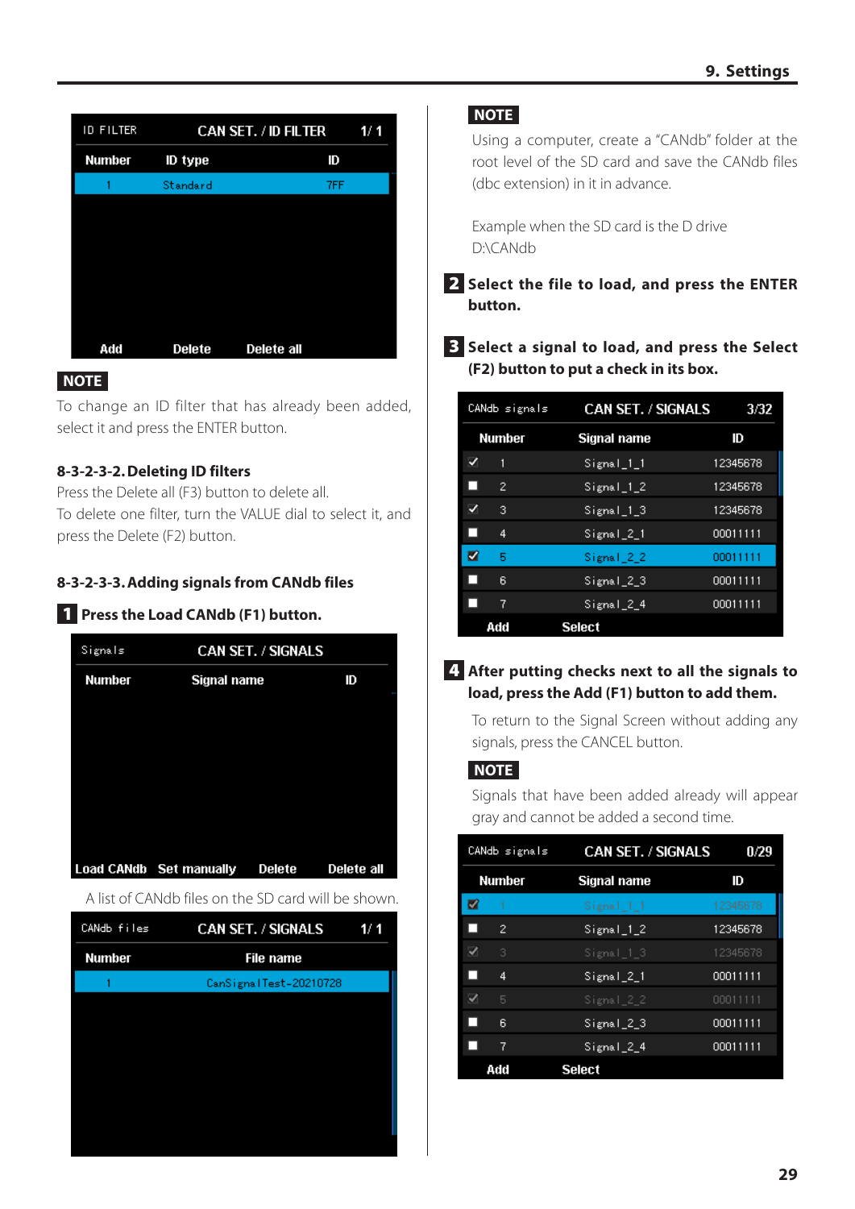| ID FILTER | CAN SET. / ID FILTER | 1/ 1 |
|---|---|---|
| Number | ID type | ID |
| 1 | Standard | 7FF |
| Add | Delete | Delete all |

**NOTE**

To change an ID filter that has already been added, select it and press the ENTER button.

### 8-3-2-3-2. Deleting ID filters

Press the Delete all (F3) button to delete all.

To delete one filter, turn the VALUE dial to select it, and press the Delete (F2) button.

### 8-3-2-3-3. Adding signals from CANdb files

**1 Press the Load CANdb (F1) button.**

| Signals | CAN SET. / SIGNALS | |
|---|---|---|
| Number | Signal name | ID |
| Load CANdb | Set manually | Delete / Delete all |

A list of CANdb files on the SD card will be shown.

| CANdb files | CAN SET. / SIGNALS | 1/ 1 |
|---|---|---|
| Number | File name | |
| 1 | CanSignalTest-20210728 | |

**NOTE**

Using a computer, create a "CANdb" folder at the root level of the SD card and save the CANdb files (dbc extension) in it in advance.

Example when the SD card is the D drive
D:\CANdb

**2 Select the file to load, and press the ENTER button.**

**3 Select a signal to load, and press the Select (F2) button to put a check in its box.**

| CANdb signals | | CAN SET. / SIGNALS | 3/32 |
|---|---|---|---|
| | Number | Signal name | ID |
| ✓ | 1 | Signal_1_1 | 12345678 |
| ■ | 2 | Signal_1_2 | 12345678 |
| ✓ | 3 | Signal_1_3 | 12345678 |
| ■ | 4 | Signal_2_1 | 00011111 |
| ✓ | 5 | Signal_2_2 | 00011111 |
| ■ | 6 | Signal_2_3 | 00011111 |
| ■ | 7 | Signal_2_4 | 00011111 |
| | Add | Select | |

**4 After putting checks next to all the signals to load, press the Add (F1) button to add them.**

To return to the Signal Screen without adding any signals, press the CANCEL button.

**NOTE**

Signals that have been added already will appear gray and cannot be added a second time.

| CANdb signals | | CAN SET. / SIGNALS | 0/29 |
|---|---|---|---|
| | Number | Signal name | ID |
| ✓ | 1 | Signal_1_1 | 12345678 |
| ■ | 2 | Signal_1_2 | 12345678 |
| ✓ | 3 | Signal_1_3 | 12345678 |
| ■ | 4 | Signal_2_1 | 00011111 |
| ✓ | 5 | Signal_2_2 | 00011111 |
| ■ | 6 | Signal_2_3 | 00011111 |
| ■ | 7 | Signal_2_4 | 00011111 |
| | Add | Select | |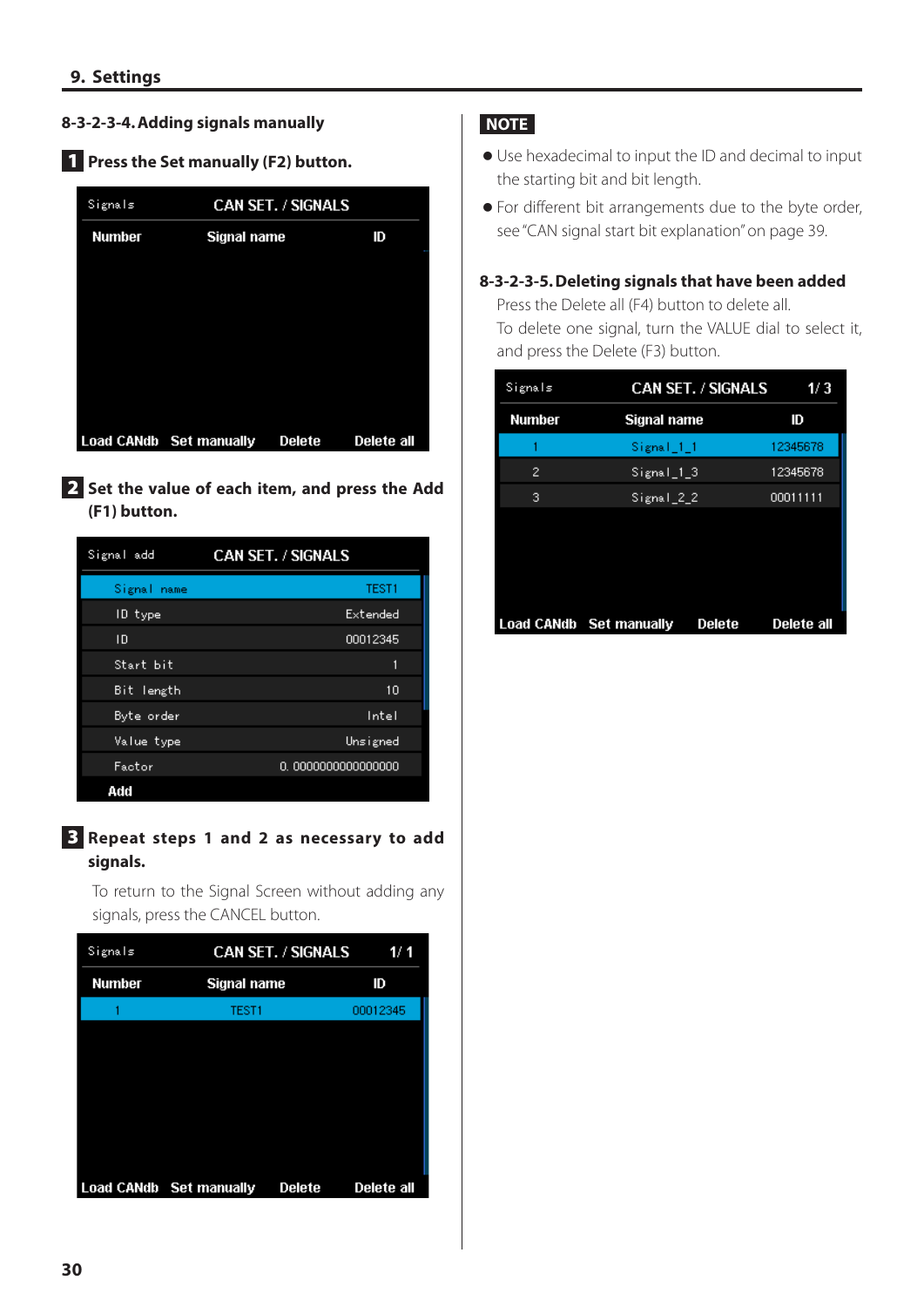#### 8-3-2-3-4. Adding signals manually

**1 Press the Set manually (F2) button.**

| Signals | CAN SET. / SIGNALS | |
|---|---|---|
| Number | Signal name | ID |

Load CANdb  Set manually  Delete  Delete all

**2 Set the value of each item, and press the Add (F1) button.**

Signal add — CAN SET. / SIGNALS

| Item | Value |
|---|---|
| Signal name | TEST1 |
| ID type | Extended |
| ID | 00012345 |
| Start bit | 1 |
| Bit length | 10 |
| Byte order | Intel |
| Value type | Unsigned |
| Factor | 0.0000000000000000 |

Add

**3 Repeat steps 1 and 2 as necessary to add signals.**

To return to the Signal Screen without adding any signals, press the CANCEL button.

Signals — CAN SET. / SIGNALS — 1/ 1

| Number | Signal name | ID |
|---|---|---|
| 1 | TEST1 | 00012345 |

Load CANdb  Set manually  Delete  Delete all

**NOTE**

- Use hexadecimal to input the ID and decimal to input the starting bit and bit length.
- For different bit arrangements due to the byte order, see "CAN signal start bit explanation" on page 39.

#### 8-3-2-3-5. Deleting signals that have been added

Press the Delete all (F4) button to delete all.

To delete one signal, turn the VALUE dial to select it, and press the Delete (F3) button.

Signals — CAN SET. / SIGNALS — 1/ 3

| Number | Signal name | ID |
|---|---|---|
| 1 | Signal_1_1 | 12345678 |
| 2 | Signal_1_3 | 12345678 |
| 3 | Signal_2_2 | 00011111 |

Load CANdb  Set manually  Delete  Delete all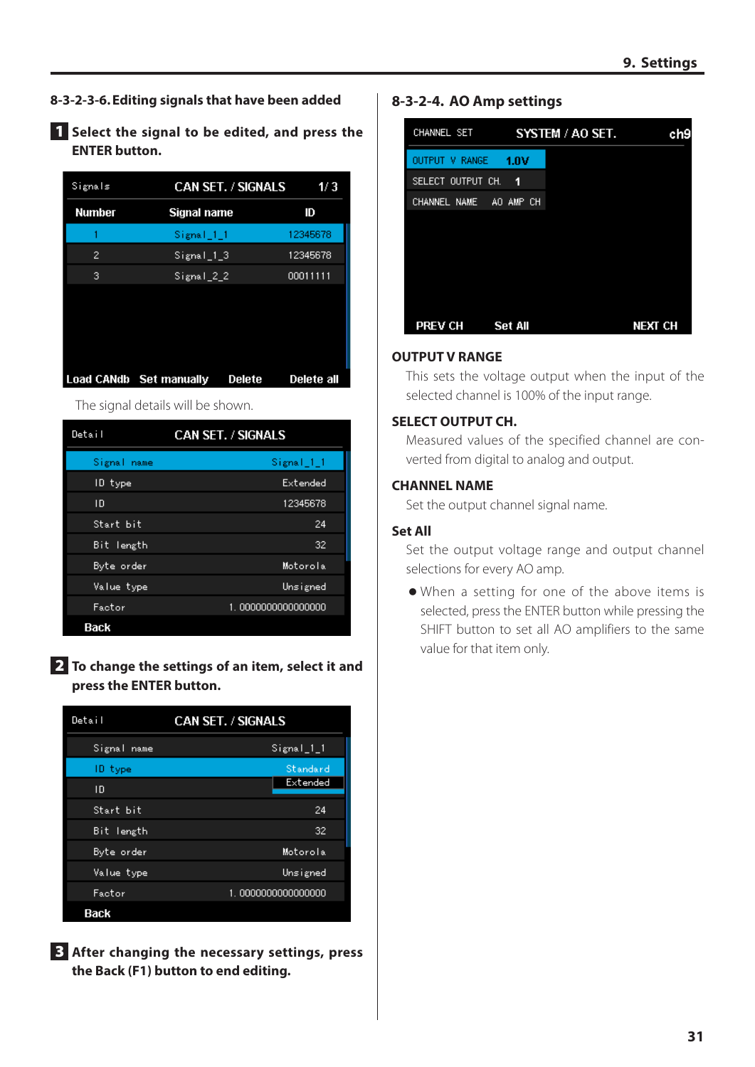### 8-3-2-3-6. Editing signals that have been added

**1** **Select the signal to be edited, and press the ENTER button.**

| Number | Signal name | ID |
|---|---|---|
| 1 | Signal_1_1 | 12345678 |
| 2 | Signal_1_3 | 12345678 |
| 3 | Signal_2_2 | 00011111 |

The signal details will be shown.

| Item | Value |
|---|---|
| Signal name | Signal_1_1 |
| ID type | Extended |
| ID | 12345678 |
| Start bit | 24 |
| Bit length | 32 |
| Byte order | Motorola |
| Value type | Unsigned |
| Factor | 1.0000000000000000 |

**2** **To change the settings of an item, select it and press the ENTER button.**

**3** **After changing the necessary settings, press the Back (F1) button to end editing.**

### 8-3-2-4. AO Amp settings

| Item | Value |
|---|---|
| OUTPUT V RANGE | 1.0V |
| SELECT OUTPUT CH. | 1 |
| CHANNEL NAME | AO AMP CH |

**OUTPUT V RANGE**

This sets the voltage output when the input of the selected channel is 100% of the input range.

**SELECT OUTPUT CH.**

Measured values of the specified channel are converted from digital to analog and output.

**CHANNEL NAME**

Set the output channel signal name.

**Set All**

Set the output voltage range and output channel selections for every AO amp.

- When a setting for one of the above items is selected, press the ENTER button while pressing the SHIFT button to set all AO amplifiers to the same value for that item only.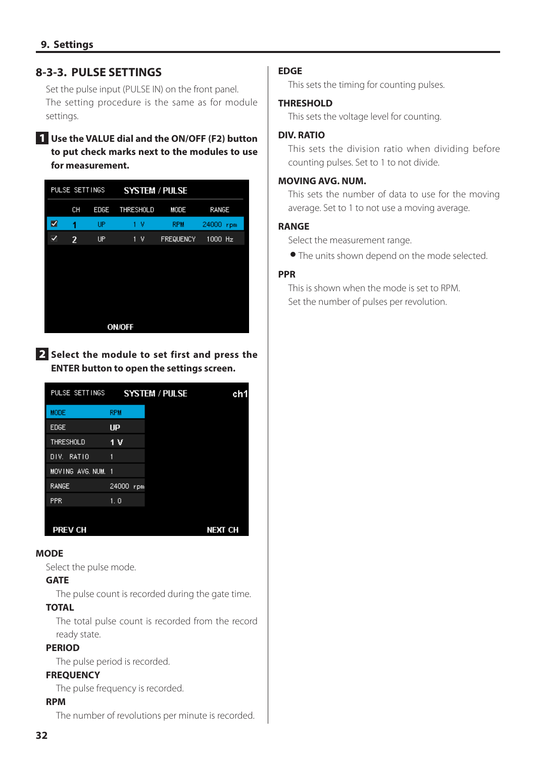## 8-3-3. PULSE SETTINGS

Set the pulse input (PULSE IN) on the front panel. The setting procedure is the same as for module settings.

**1 Use the VALUE dial and the ON/OFF (F2) button to put check marks next to the modules to use for measurement.**

PULSE SETTINGS SYSTEM / PULSE

| | CH | EDGE | THRESHOLD | MODE | RANGE |
|---|---|---|---|---|---|
| ✓ | 1 | UP | 1 V | RPM | 24000 rpm |
| ✓ | 2 | UP | 1 V | FREQUENCY | 1000 Hz |

ON/OFF

**2 Select the module to set first and press the ENTER button to open the settings screen.**

PULSE SETTINGS SYSTEM / PULSE ch1

| | |
|---|---|
| MODE | RPM |
| EDGE | UP |
| THRESHOLD | 1 V |
| DIV. RATIO | 1 |
| MOVING AVG. NUM. | 1 |
| RANGE | 24000 rpm |
| PPR | 1.0 |

PREV CH NEXT CH

### MODE

Select the pulse mode.

**GATE**

The pulse count is recorded during the gate time.

**TOTAL**

The total pulse count is recorded from the record ready state.

**PERIOD**

The pulse period is recorded.

**FREQUENCY**

The pulse frequency is recorded.

**RPM**

The number of revolutions per minute is recorded.

### EDGE

This sets the timing for counting pulses.

### THRESHOLD

This sets the voltage level for counting.

### DIV. RATIO

This sets the division ratio when dividing before counting pulses. Set to 1 to not divide.

### MOVING AVG. NUM.

This sets the number of data to use for the moving average. Set to 1 to not use a moving average.

### RANGE

Select the measurement range.

- The units shown depend on the mode selected.

### PPR

This is shown when the mode is set to RPM.
Set the number of pulses per revolution.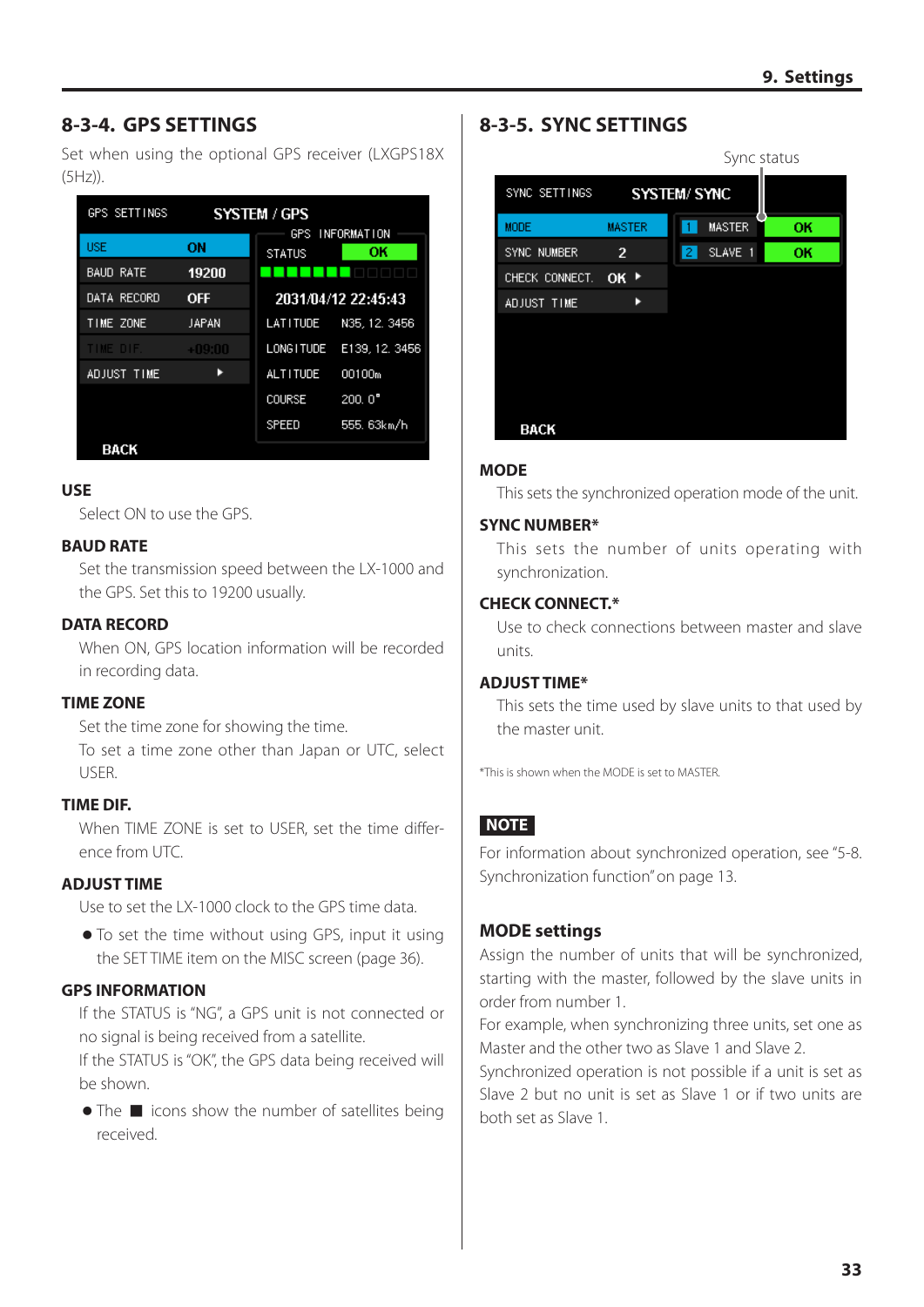## 8-3-4. GPS SETTINGS

Set when using the optional GPS receiver (LXGPS18X (5Hz)).

### USE

Select ON to use the GPS.

### BAUD RATE

Set the transmission speed between the LX-1000 and the GPS. Set this to 19200 usually.

### DATA RECORD

When ON, GPS location information will be recorded in recording data.

### TIME ZONE

Set the time zone for showing the time.

To set a time zone other than Japan or UTC, select USER.

### TIME DIF.

When TIME ZONE is set to USER, set the time difference from UTC.

### ADJUST TIME

Use to set the LX-1000 clock to the GPS time data.

- To set the time without using GPS, input it using the SET TIME item on the MISC screen (page 36).

### GPS INFORMATION

If the STATUS is "NG", a GPS unit is not connected or no signal is being received from a satellite.

If the STATUS is "OK", the GPS data being received will be shown.

- The ■ icons show the number of satellites being received.

## 8-3-5. SYNC SETTINGS

Sync status

### MODE

This sets the synchronized operation mode of the unit.

### SYNC NUMBER*

This sets the number of units operating with synchronization.

### CHECK CONNECT.*

Use to check connections between master and slave units.

### ADJUST TIME*

This sets the time used by slave units to that used by the master unit.

*This is shown when the MODE is set to MASTER.

**NOTE**

For information about synchronized operation, see "5-8. Synchronization function" on page 13.

### MODE settings

Assign the number of units that will be synchronized, starting with the master, followed by the slave units in order from number 1.

For example, when synchronizing three units, set one as Master and the other two as Slave 1 and Slave 2.

Synchronized operation is not possible if a unit is set as Slave 2 but no unit is set as Slave 1 or if two units are both set as Slave 1.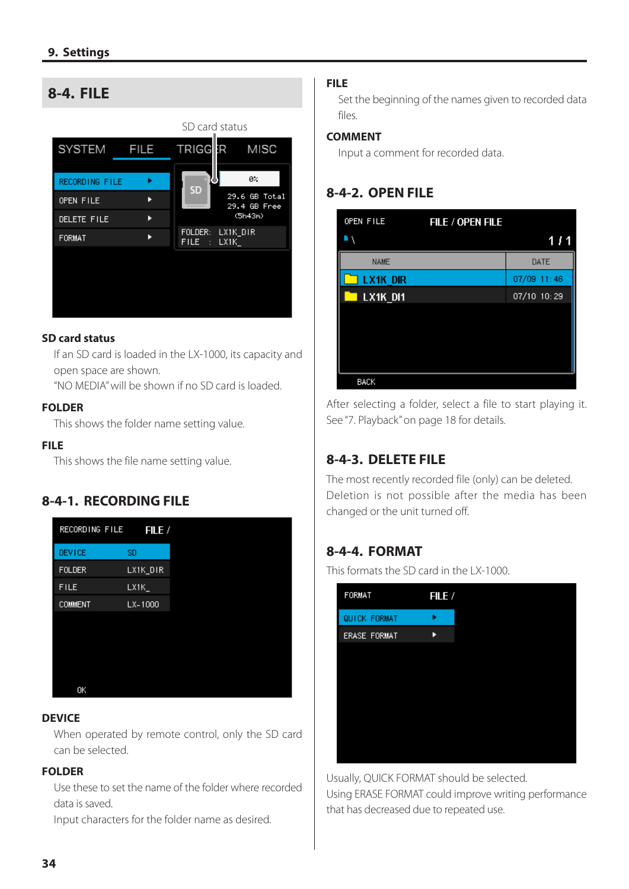## 8-4. FILE

SD card status

**SD card status**

If an SD card is loaded in the LX-1000, its capacity and open space are shown.

"NO MEDIA" will be shown if no SD card is loaded.

**FOLDER**

This shows the folder name setting value.

**FILE**

This shows the file name setting value.

### 8-4-1. RECORDING FILE

**DEVICE**

When operated by remote control, only the SD card can be selected.

**FOLDER**

Use these to set the name of the folder where recorded data is saved.

Input characters for the folder name as desired.

**FILE**

Set the beginning of the names given to recorded data files.

**COMMENT**

Input a comment for recorded data.

### 8-4-2. OPEN FILE

After selecting a folder, select a file to start playing it. See "7. Playback" on page 18 for details.

### 8-4-3. DELETE FILE

The most recently recorded file (only) can be deleted. Deletion is not possible after the media has been changed or the unit turned off.

### 8-4-4. FORMAT

This formats the SD card in the LX-1000.

Usually, QUICK FORMAT should be selected.

Using ERASE FORMAT could improve writing performance that has decreased due to repeated use.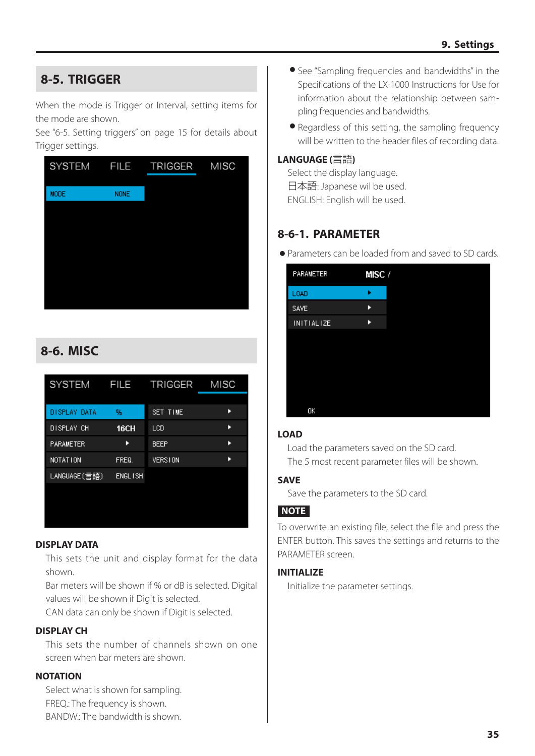## 8-5. TRIGGER

When the mode is Trigger or Interval, setting items for the mode are shown.

See "6-5. Setting triggers" on page 15 for details about Trigger settings.

## 8-6. MISC

### DISPLAY DATA

This sets the unit and display format for the data shown.

Bar meters will be shown if % or dB is selected. Digital values will be shown if Digit is selected.

CAN data can only be shown if Digit is selected.

### DISPLAY CH

This sets the number of channels shown on one screen when bar meters are shown.

### NOTATION

Select what is shown for sampling.

FREQ.: The frequency is shown.

BANDW.: The bandwidth is shown.

- See "Sampling frequencies and bandwidths" in the Specifications of the LX-1000 Instructions for Use for information about the relationship between sampling frequencies and bandwidths.
- Regardless of this setting, the sampling frequency will be written to the header files of recording data.

### LANGUAGE (言語)

Select the display language.

日本語: Japanese wil be used.

ENGLISH: English will be used.

## 8-6-1. PARAMETER

- Parameters can be loaded from and saved to SD cards.

### LOAD

Load the parameters saved on the SD card.

The 5 most recent parameter files will be shown.

### SAVE

Save the parameters to the SD card.

**NOTE**

To overwrite an existing file, select the file and press the ENTER button. This saves the settings and returns to the PARAMETER screen.

### INITIALIZE

Initialize the parameter settings.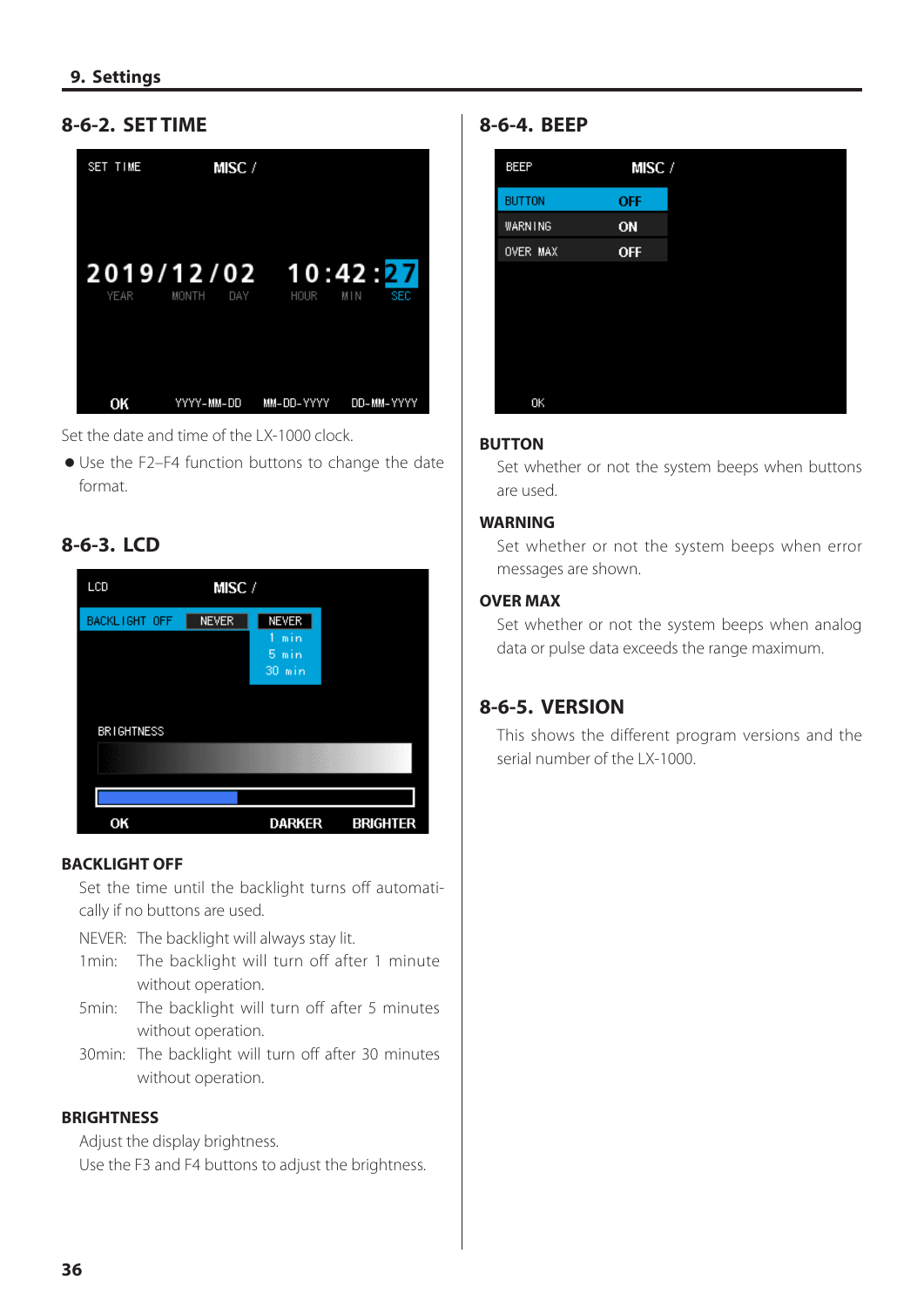## 8-6-2. SET TIME

Set the date and time of the LX-1000 clock.

- Use the F2–F4 function buttons to change the date format.

## 8-6-3. LCD

### BACKLIGHT OFF

Set the time until the backlight turns off automatically if no buttons are used.

NEVER: The backlight will always stay lit.

1min: The backlight will turn off after 1 minute without operation.

5min: The backlight will turn off after 5 minutes without operation.

30min: The backlight will turn off after 30 minutes without operation.

### BRIGHTNESS

Adjust the display brightness.

Use the F3 and F4 buttons to adjust the brightness.

## 8-6-4. BEEP

### BUTTON

Set whether or not the system beeps when buttons are used.

### WARNING

Set whether or not the system beeps when error messages are shown.

### OVER MAX

Set whether or not the system beeps when analog data or pulse data exceeds the range maximum.

## 8-6-5. VERSION

This shows the different program versions and the serial number of the LX-1000.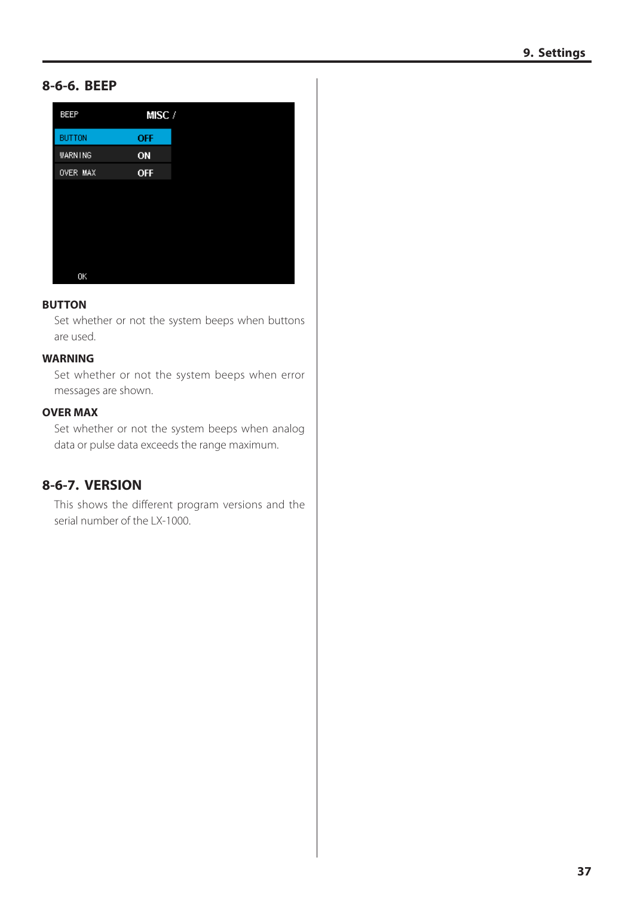## 8-6-6. BEEP

### BUTTON

Set whether or not the system beeps when buttons are used.

### WARNING

Set whether or not the system beeps when error messages are shown.

### OVER MAX

Set whether or not the system beeps when analog data or pulse data exceeds the range maximum.

## 8-6-7. VERSION

This shows the different program versions and the serial number of the LX-1000.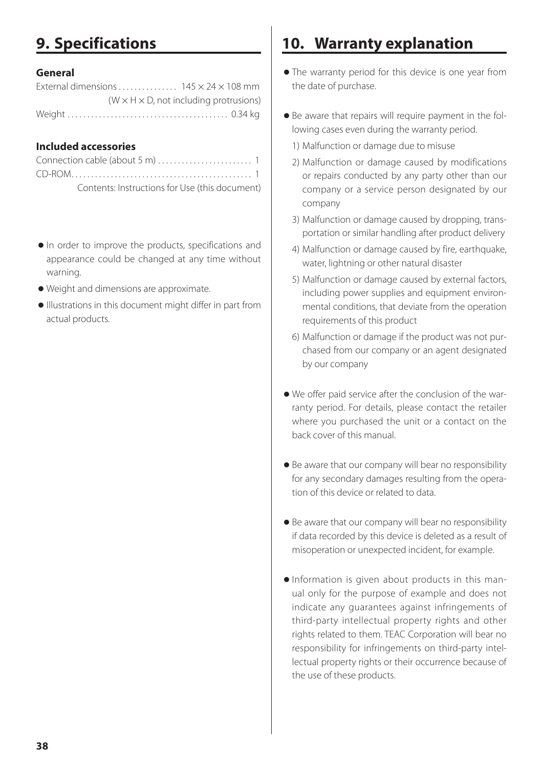# 9. Specifications

### General

External dimensions ............... 145 × 24 × 108 mm
(W × H × D, not including protrusions)

Weight ......................................... 0.34 kg

### Included accessories

Connection cable (about 5 m) ....................... 1

CD-ROM............................................. 1

Contents: Instructions for Use (this document)

- In order to improve the products, specifications and appearance could be changed at any time without warning.
- Weight and dimensions are approximate.
- Illustrations in this document might differ in part from actual products.

# 10. Warranty explanation

- The warranty period for this device is one year from the date of purchase.
- Be aware that repairs will require payment in the following cases even during the warranty period.
  1) Malfunction or damage due to misuse
  2) Malfunction or damage caused by modifications or repairs conducted by any party other than our company or a service person designated by our company
  3) Malfunction or damage caused by dropping, transportation or similar handling after product delivery
  4) Malfunction or damage caused by fire, earthquake, water, lightning or other natural disaster
  5) Malfunction or damage caused by external factors, including power supplies and equipment environmental conditions, that deviate from the operation requirements of this product
  6) Malfunction or damage if the product was not purchased from our company or an agent designated by our company
- We offer paid service after the conclusion of the warranty period. For details, please contact the retailer where you purchased the unit or a contact on the back cover of this manual.
- Be aware that our company will bear no responsibility for any secondary damages resulting from the operation of this device or related to data.
- Be aware that our company will bear no responsibility if data recorded by this device is deleted as a result of misoperation or unexpected incident, for example.
- Information is given about products in this manual only for the purpose of example and does not indicate any guarantees against infringements of third-party intellectual property rights and other rights related to them. TEAC Corporation will bear no responsibility for infringements on third-party intellectual property rights or their occurrence because of the use of these products.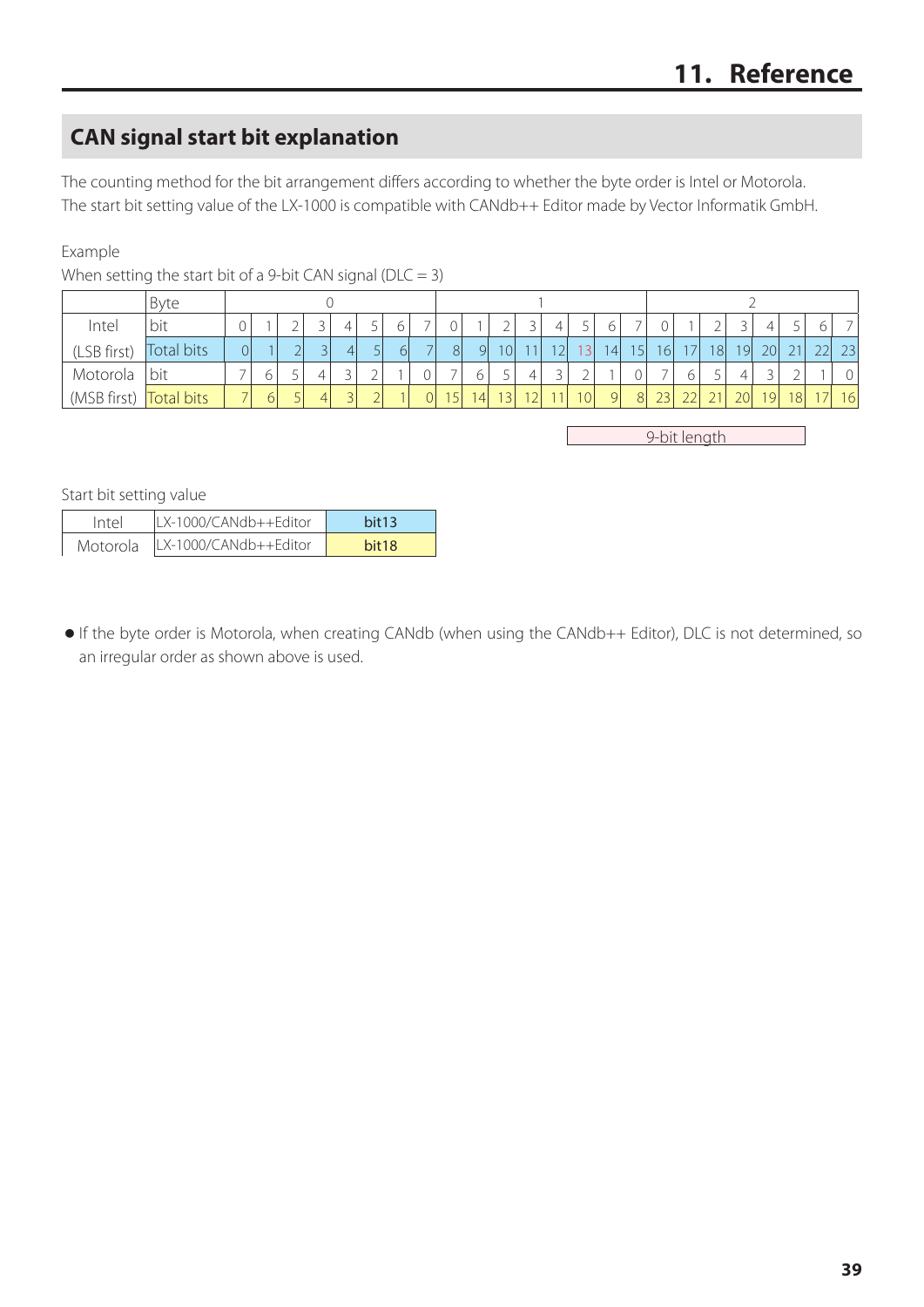## CAN signal start bit explanation

The counting method for the bit arrangement differs according to whether the byte order is Intel or Motorola.
The start bit setting value of the LX-1000 is compatible with CANdb++ Editor made by Vector Informatik GmbH.

Example

When setting the start bit of a 9-bit CAN signal (DLC = 3)

| | Byte | 0 | | | | | | | | 1 | | | | | | | | 2 | | | | | | | |
|---|---|---|---|---|---|---|---|---|---|---|---|---|---|---|---|---|---|---|---|---|---|---|---|---|---|
| Intel | bit | 0 | 1 | 2 | 3 | 4 | 5 | 6 | 7 | 0 | 1 | 2 | 3 | 4 | 5 | 6 | 7 | 0 | 1 | 2 | 3 | 4 | 5 | 6 | 7 |
| (LSB first) | Total bits | 0 | 1 | 2 | 3 | 4 | 5 | 6 | 7 | 8 | 9 | 10 | 11 | 12 | 13 | 14 | 15 | 16 | 17 | 18 | 19 | 20 | 21 | 22 | 23 |
| Motorola | bit | 7 | 6 | 5 | 4 | 3 | 2 | 1 | 0 | 7 | 6 | 5 | 4 | 3 | 2 | 1 | 0 | 7 | 6 | 5 | 4 | 3 | 2 | 1 | 0 |
| (MSB first) | Total bits | 7 | 6 | 5 | 4 | 3 | 2 | 1 | 0 | 15 | 14 | 13 | 12 | 11 | 10 | 9 | 8 | 23 | 22 | 21 | 20 | 19 | 18 | 17 | 16 |

9-bit length

Start bit setting value

| | | |
|---|---|---|
| Intel | LX-1000/CANdb++Editor | bit13 |
| Motorola | LX-1000/CANdb++Editor | bit18 |

- If the byte order is Motorola, when creating CANdb (when using the CANdb++ Editor), DLC is not determined, so an irregular order as shown above is used.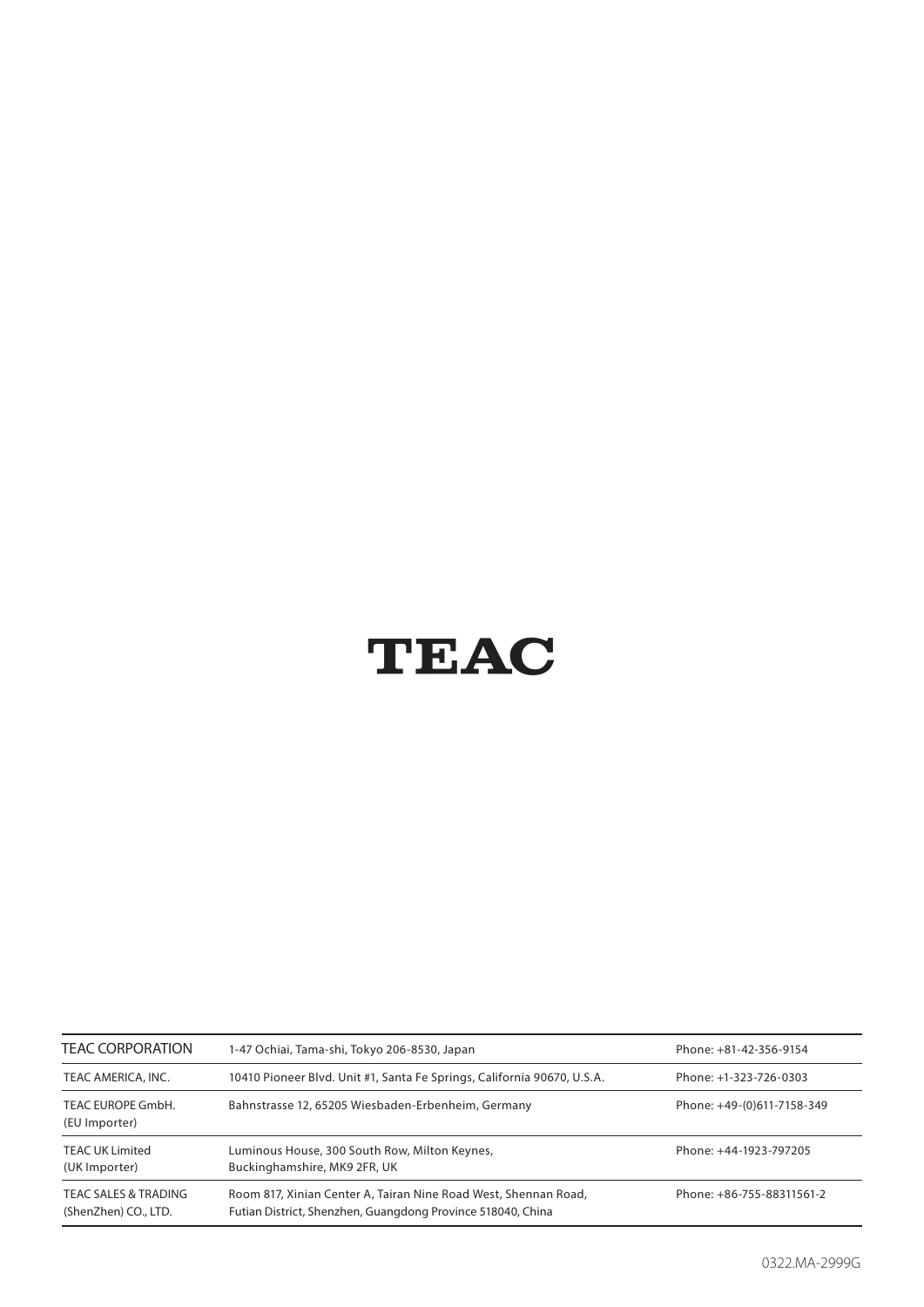# TEAC

| | | |
|---|---|---|
| TEAC CORPORATION | 1-47 Ochiai, Tama-shi, Tokyo 206-8530, Japan | Phone: +81-42-356-9154 |
| TEAC AMERICA, INC. | 10410 Pioneer Blvd. Unit #1, Santa Fe Springs, California 90670, U.S.A. | Phone: +1-323-726-0303 |
| TEAC EUROPE GmbH. (EU Importer) | Bahnstrasse 12, 65205 Wiesbaden-Erbenheim, Germany | Phone: +49-(0)611-7158-349 |
| TEAC UK Limited (UK Importer) | Luminous House, 300 South Row, Milton Keynes, Buckinghamshire, MK9 2FR, UK | Phone: +44-1923-797205 |
| TEAC SALES & TRADING (ShenZhen) CO., LTD. | Room 817, Xinian Center A, Tairan Nine Road West, Shennan Road, Futian District, Shenzhen, Guangdong Province 518040, China | Phone: +86-755-88311561-2 |

0322.MA-2999G